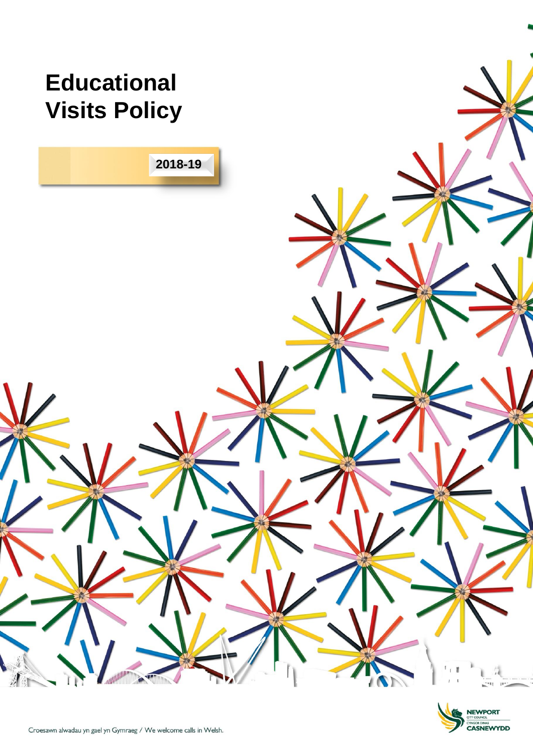# Educational Visits Policy

**2018-19**

NEWPORT CITY COUNCIL
CYNGOR DINAS CASNEWYDD

Croesawn alwadau yn gael yn Gymraeg / We welcome calls in Welsh.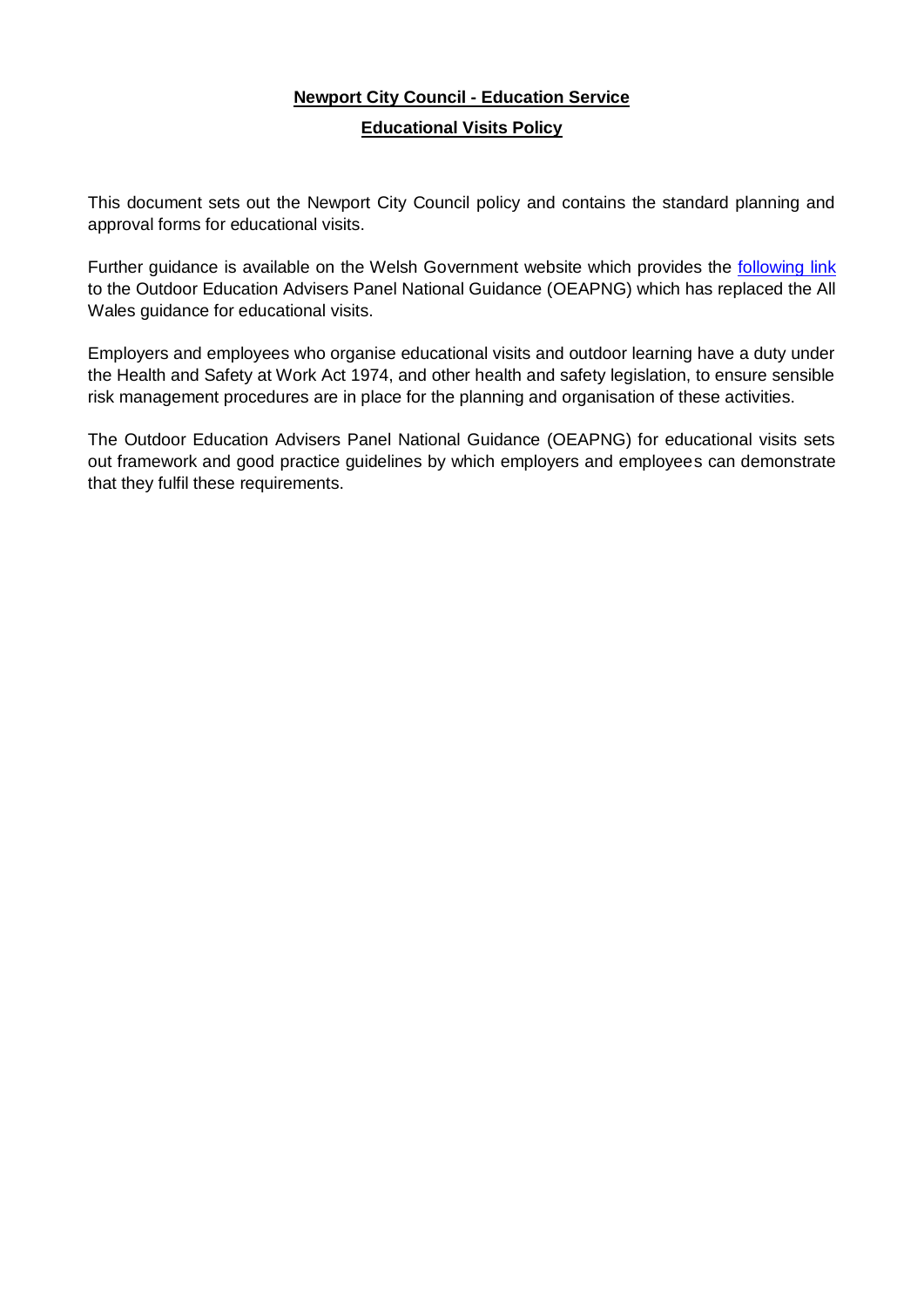**Newport City Council - Education Service**

**Educational Visits Policy**

This document sets out the Newport City Council policy and contains the standard planning and approval forms for educational visits.

Further guidance is available on the Welsh Government website which provides the following link to the Outdoor Education Advisers Panel National Guidance (OEAPNG) which has replaced the All Wales guidance for educational visits.

Employers and employees who organise educational visits and outdoor learning have a duty under the Health and Safety at Work Act 1974, and other health and safety legislation, to ensure sensible risk management procedures are in place for the planning and organisation of these activities.

The Outdoor Education Advisers Panel National Guidance (OEAPNG) for educational visits sets out framework and good practice guidelines by which employers and employees can demonstrate that they fulfil these requirements.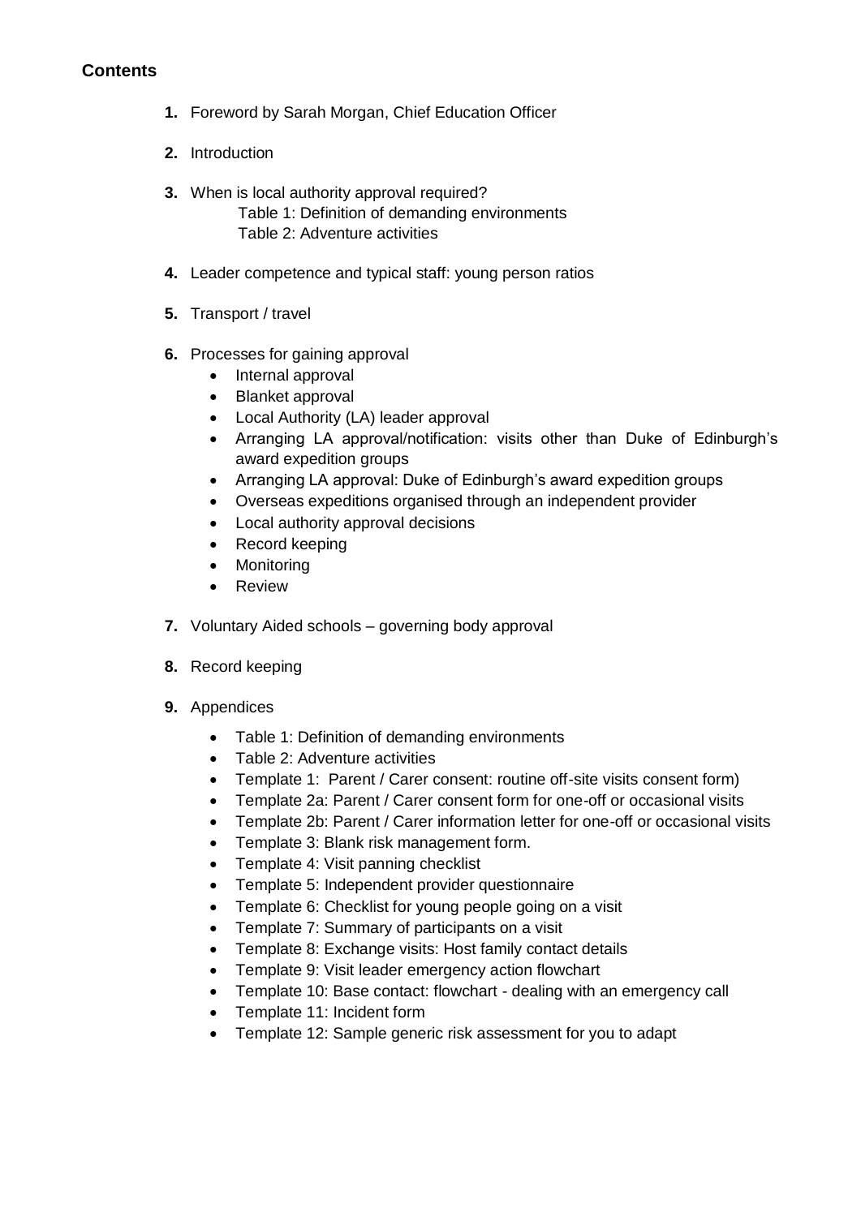**Contents**

1. Foreword by Sarah Morgan, Chief Education Officer

2. Introduction

3. When is local authority approval required?
   Table 1: Definition of demanding environments
   Table 2: Adventure activities

4. Leader competence and typical staff: young person ratios

5. Transport / travel

6. Processes for gaining approval
   - Internal approval
   - Blanket approval
   - Local Authority (LA) leader approval
   - Arranging LA approval/notification: visits other than Duke of Edinburgh's award expedition groups
   - Arranging LA approval: Duke of Edinburgh's award expedition groups
   - Overseas expeditions organised through an independent provider
   - Local authority approval decisions
   - Record keeping
   - Monitoring
   - Review

7. Voluntary Aided schools – governing body approval

8. Record keeping

9. Appendices
   - Table 1: Definition of demanding environments
   - Table 2: Adventure activities
   - Template 1: Parent / Carer consent: routine off-site visits consent form)
   - Template 2a: Parent / Carer consent form for one-off or occasional visits
   - Template 2b: Parent / Carer information letter for one-off or occasional visits
   - Template 3: Blank risk management form.
   - Template 4: Visit panning checklist
   - Template 5: Independent provider questionnaire
   - Template 6: Checklist for young people going on a visit
   - Template 7: Summary of participants on a visit
   - Template 8: Exchange visits: Host family contact details
   - Template 9: Visit leader emergency action flowchart
   - Template 10: Base contact: flowchart - dealing with an emergency call
   - Template 11: Incident form
   - Template 12: Sample generic risk assessment for you to adapt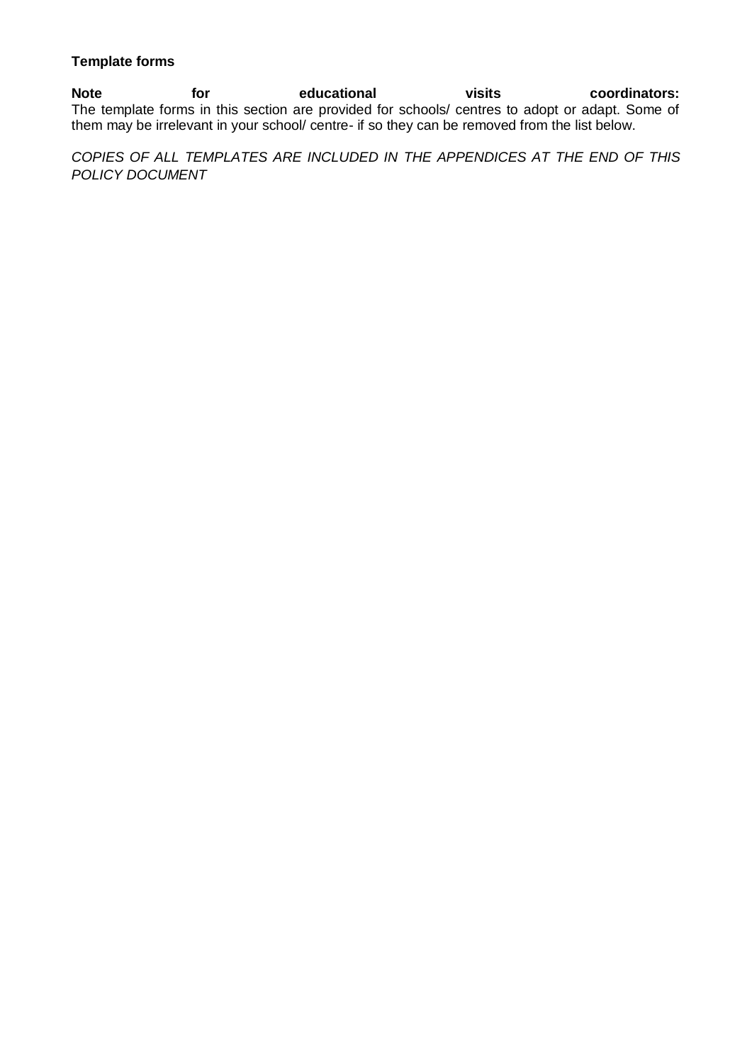**Template forms**

**Note for educational visits coordinators:**
The template forms in this section are provided for schools/ centres to adopt or adapt. Some of them may be irrelevant in your school/ centre- if so they can be removed from the list below.

*COPIES OF ALL TEMPLATES ARE INCLUDED IN THE APPENDICES AT THE END OF THIS POLICY DOCUMENT*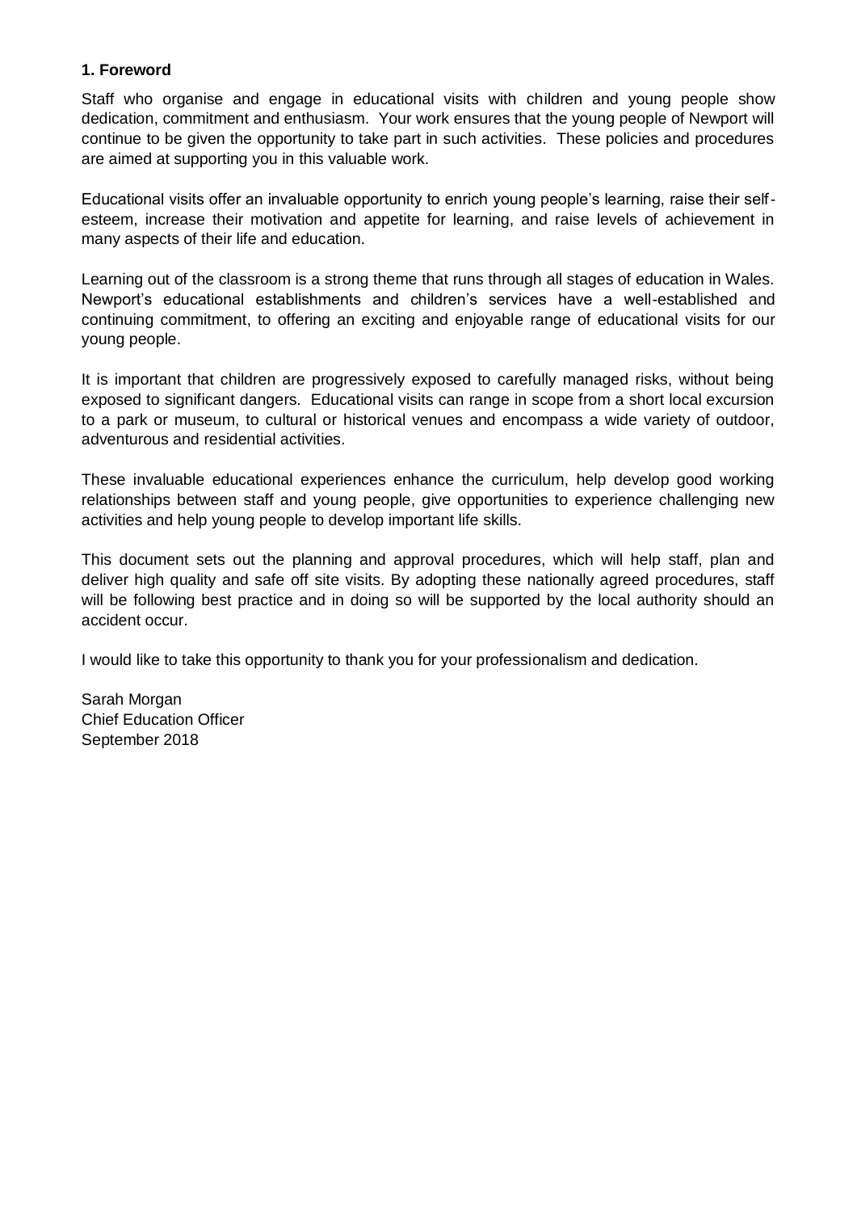## 1. Foreword

Staff who organise and engage in educational visits with children and young people show dedication, commitment and enthusiasm. Your work ensures that the young people of Newport will continue to be given the opportunity to take part in such activities. These policies and procedures are aimed at supporting you in this valuable work.

Educational visits offer an invaluable opportunity to enrich young people's learning, raise their self-esteem, increase their motivation and appetite for learning, and raise levels of achievement in many aspects of their life and education.

Learning out of the classroom is a strong theme that runs through all stages of education in Wales. Newport's educational establishments and children's services have a well-established and continuing commitment, to offering an exciting and enjoyable range of educational visits for our young people.

It is important that children are progressively exposed to carefully managed risks, without being exposed to significant dangers. Educational visits can range in scope from a short local excursion to a park or museum, to cultural or historical venues and encompass a wide variety of outdoor, adventurous and residential activities.

These invaluable educational experiences enhance the curriculum, help develop good working relationships between staff and young people, give opportunities to experience challenging new activities and help young people to develop important life skills.

This document sets out the planning and approval procedures, which will help staff, plan and deliver high quality and safe off site visits. By adopting these nationally agreed procedures, staff will be following best practice and in doing so will be supported by the local authority should an accident occur.

I would like to take this opportunity to thank you for your professionalism and dedication.

Sarah Morgan
Chief Education Officer
September 2018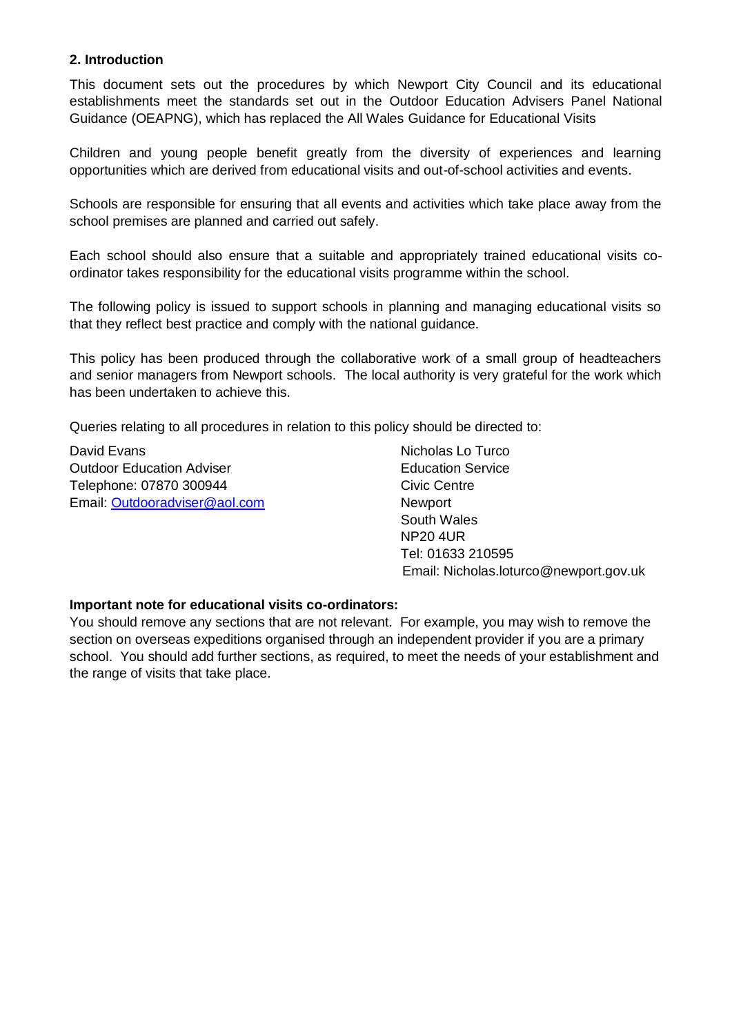## 2. Introduction

This document sets out the procedures by which Newport City Council and its educational establishments meet the standards set out in the Outdoor Education Advisers Panel National Guidance (OEAPNG), which has replaced the All Wales Guidance for Educational Visits

Children and young people benefit greatly from the diversity of experiences and learning opportunities which are derived from educational visits and out-of-school activities and events.

Schools are responsible for ensuring that all events and activities which take place away from the school premises are planned and carried out safely.

Each school should also ensure that a suitable and appropriately trained educational visits co-ordinator takes responsibility for the educational visits programme within the school.

The following policy is issued to support schools in planning and managing educational visits so that they reflect best practice and comply with the national guidance.

This policy has been produced through the collaborative work of a small group of headteachers and senior managers from Newport schools. The local authority is very grateful for the work which has been undertaken to achieve this.

Queries relating to all procedures in relation to this policy should be directed to:

David Evans
Outdoor Education Adviser
Telephone: 07870 300944
Email: Outdooradviser@aol.com

Nicholas Lo Turco
Education Service
Civic Centre
Newport
South Wales
NP20 4UR
Tel: 01633 210595
Email: Nicholas.loturco@newport.gov.uk

**Important note for educational visits co-ordinators:**
You should remove any sections that are not relevant. For example, you may wish to remove the section on overseas expeditions organised through an independent provider if you are a primary school. You should add further sections, as required, to meet the needs of your establishment and the range of visits that take place.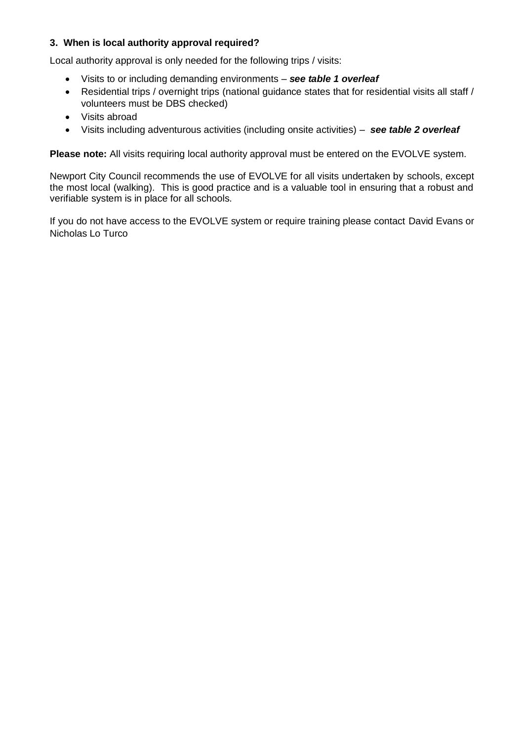### 3. When is local authority approval required?

Local authority approval is only needed for the following trips / visits:

- Visits to or including demanding environments – ***see table 1 overleaf***
- Residential trips / overnight trips (national guidance states that for residential visits all staff / volunteers must be DBS checked)
- Visits abroad
- Visits including adventurous activities (including onsite activities) – ***see table 2 overleaf***

**Please note:** All visits requiring local authority approval must be entered on the EVOLVE system.

Newport City Council recommends the use of EVOLVE for all visits undertaken by schools, except the most local (walking). This is good practice and is a valuable tool in ensuring that a robust and verifiable system is in place for all schools.

If you do not have access to the EVOLVE system or require training please contact David Evans or Nicholas Lo Turco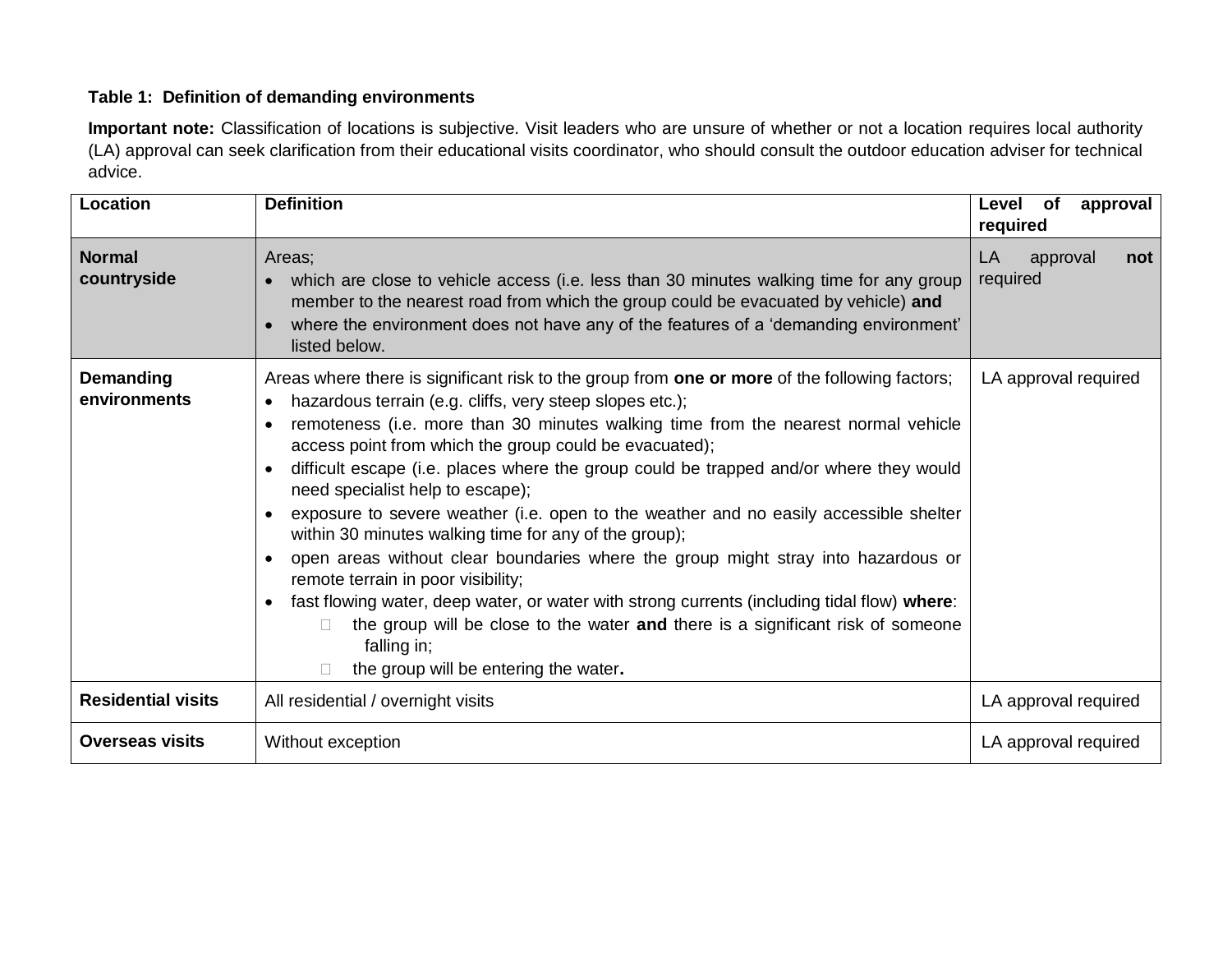**Table 1: Definition of demanding environments**

**Important note:** Classification of locations is subjective. Visit leaders who are unsure of whether or not a location requires local authority (LA) approval can seek clarification from their educational visits coordinator, who should consult the outdoor education adviser for technical advice.

| Location | Definition | Level of approval required |
| --- | --- | --- |
| **Normal countryside** | Areas;<br>• which are close to vehicle access (i.e. less than 30 minutes walking time for any group member to the nearest road from which the group could be evacuated by vehicle) **and**<br>• where the environment does not have any of the features of a 'demanding environment' listed below. | LA approval **not** required |
| **Demanding environments** | Areas where there is significant risk to the group from **one or more** of the following factors;<br>• hazardous terrain (e.g. cliffs, very steep slopes etc.);<br>• remoteness (i.e. more than 30 minutes walking time from the nearest normal vehicle access point from which the group could be evacuated);<br>• difficult escape (i.e. places where the group could be trapped and/or where they would need specialist help to escape);<br>• exposure to severe weather (i.e. open to the weather and no easily accessible shelter within 30 minutes walking time for any of the group);<br>• open areas without clear boundaries where the group might stray into hazardous or remote terrain in poor visibility;<br>• fast flowing water, deep water, or water with strong currents (including tidal flow) **where**:<br>&nbsp;&nbsp;&nbsp;&nbsp;◦ the group will be close to the water **and** there is a significant risk of someone falling in;<br>&nbsp;&nbsp;&nbsp;&nbsp;◦ the group will be entering the water**.** | LA approval required |
| **Residential visits** | All residential / overnight visits | LA approval required |
| **Overseas visits** | Without exception | LA approval required |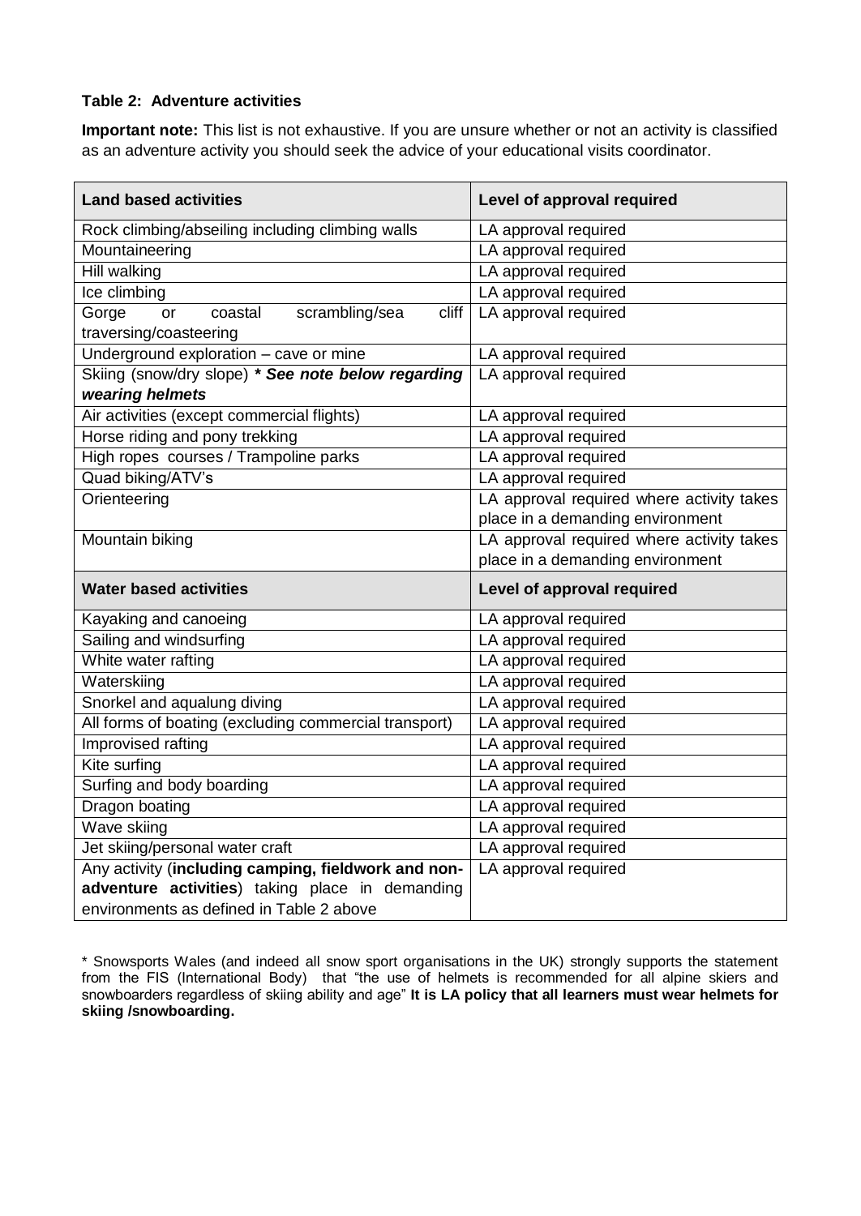**Table 2: Adventure activities**

**Important note:** This list is not exhaustive. If you are unsure whether or not an activity is classified as an adventure activity you should seek the advice of your educational visits coordinator.

| **Land based activities** | **Level of approval required** |
|---|---|
| Rock climbing/abseiling including climbing walls | LA approval required |
| Mountaineering | LA approval required |
| Hill walking | LA approval required |
| Ice climbing | LA approval required |
| Gorge or coastal scrambling/sea cliff traversing/coasteering | LA approval required |
| Underground exploration – cave or mine | LA approval required |
| Skiing (snow/dry slope) ***\* See note below regarding wearing helmets*** | LA approval required |
| Air activities (except commercial flights) | LA approval required |
| Horse riding and pony trekking | LA approval required |
| High ropes courses / Trampoline parks | LA approval required |
| Quad biking/ATV's | LA approval required |
| Orienteering | LA approval required where activity takes place in a demanding environment |
| Mountain biking | LA approval required where activity takes place in a demanding environment |
| **Water based activities** | **Level of approval required** |
| Kayaking and canoeing | LA approval required |
| Sailing and windsurfing | LA approval required |
| White water rafting | LA approval required |
| Waterskiing | LA approval required |
| Snorkel and aqualung diving | LA approval required |
| All forms of boating (excluding commercial transport) | LA approval required |
| Improvised rafting | LA approval required |
| Kite surfing | LA approval required |
| Surfing and body boarding | LA approval required |
| Dragon boating | LA approval required |
| Wave skiing | LA approval required |
| Jet skiing/personal water craft | LA approval required |
| Any activity (**including camping, fieldwork and non-adventure activities**) taking place in demanding environments as defined in Table 2 above | LA approval required |

\* Snowsports Wales (and indeed all snow sport organisations in the UK) strongly supports the statement from the FIS (International Body) that "the use of helmets is recommended for all alpine skiers and snowboarders regardless of skiing ability and age" **It is LA policy that all learners must wear helmets for skiing /snowboarding.**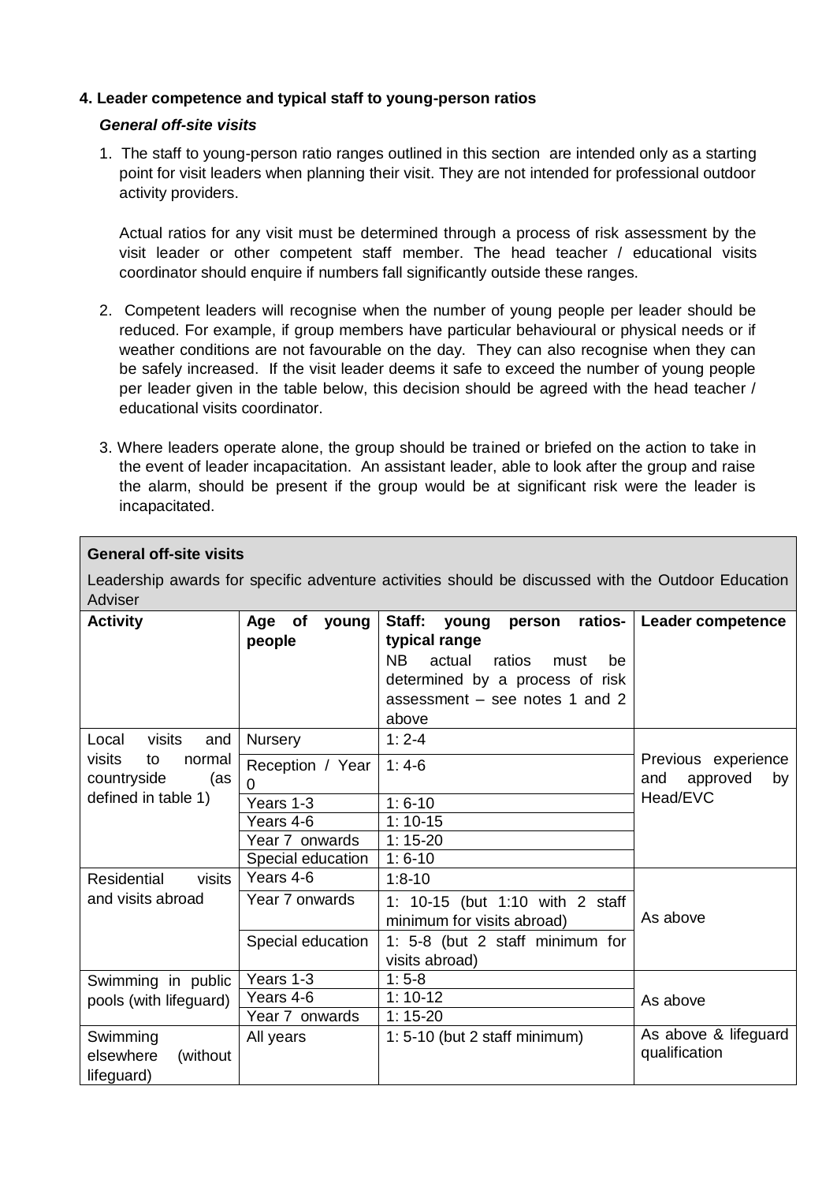**4. Leader competence and typical staff to young-person ratios**

***General off-site visits***

1. The staff to young-person ratio ranges outlined in this section are intended only as a starting point for visit leaders when planning their visit. They are not intended for professional outdoor activity providers.

   Actual ratios for any visit must be determined through a process of risk assessment by the visit leader or other competent staff member. The head teacher / educational visits coordinator should enquire if numbers fall significantly outside these ranges.

2. Competent leaders will recognise when the number of young people per leader should be reduced. For example, if group members have particular behavioural or physical needs or if weather conditions are not favourable on the day. They can also recognise when they can be safely increased. If the visit leader deems it safe to exceed the number of young people per leader given in the table below, this decision should be agreed with the head teacher / educational visits coordinator.

3. Where leaders operate alone, the group should be trained or briefed on the action to take in the event of leader incapacitation. An assistant leader, able to look after the group and raise the alarm, should be present if the group would be at significant risk were the leader is incapacitated.

**General off-site visits**

Leadership awards for specific adventure activities should be discussed with the Outdoor Education Adviser

| **Activity** | **Age of young people** | **Staff: young person ratios- typical range** NB actual ratios must be determined by a process of risk assessment – see notes 1 and 2 above | **Leader competence** |
|---|---|---|---|
| Local visits and visits to normal countryside (as defined in table 1) | Nursery | 1: 2-4 | Previous experience and approved by Head/EVC |
| | Reception / Year 0 | 1: 4-6 | |
| | Years 1-3 | 1: 6-10 | |
| | Years 4-6 | 1: 10-15 | |
| | Year 7 onwards | 1: 15-20 | |
| | Special education | 1: 6-10 | |
| Residential visits and visits abroad | Years 4-6 | 1:8-10 | As above |
| | Year 7 onwards | 1: 10-15 (but 1:10 with 2 staff minimum for visits abroad) | |
| | Special education | 1: 5-8 (but 2 staff minimum for visits abroad) | |
| Swimming in public pools (with lifeguard) | Years 1-3 | 1: 5-8 | As above |
| | Years 4-6 | 1: 10-12 | |
| | Year 7 onwards | 1: 15-20 | |
| Swimming elsewhere (without lifeguard) | All years | 1: 5-10 (but 2 staff minimum) | As above & lifeguard qualification |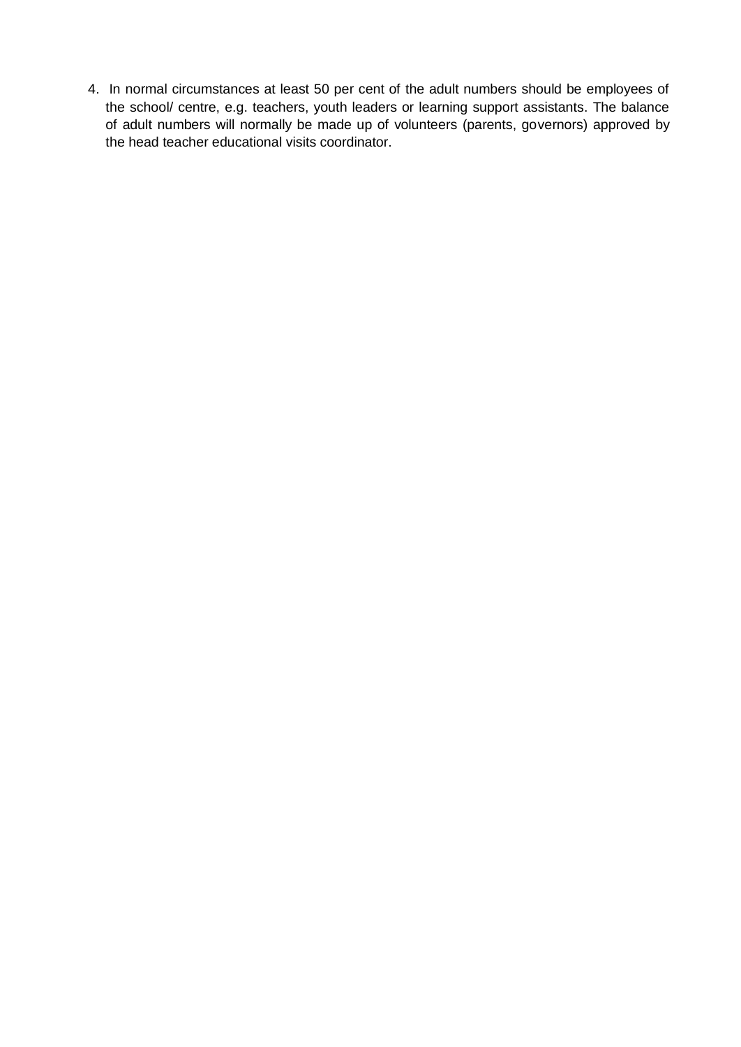4. In normal circumstances at least 50 per cent of the adult numbers should be employees of the school/ centre, e.g. teachers, youth leaders or learning support assistants. The balance of adult numbers will normally be made up of volunteers (parents, governors) approved by the head teacher educational visits coordinator.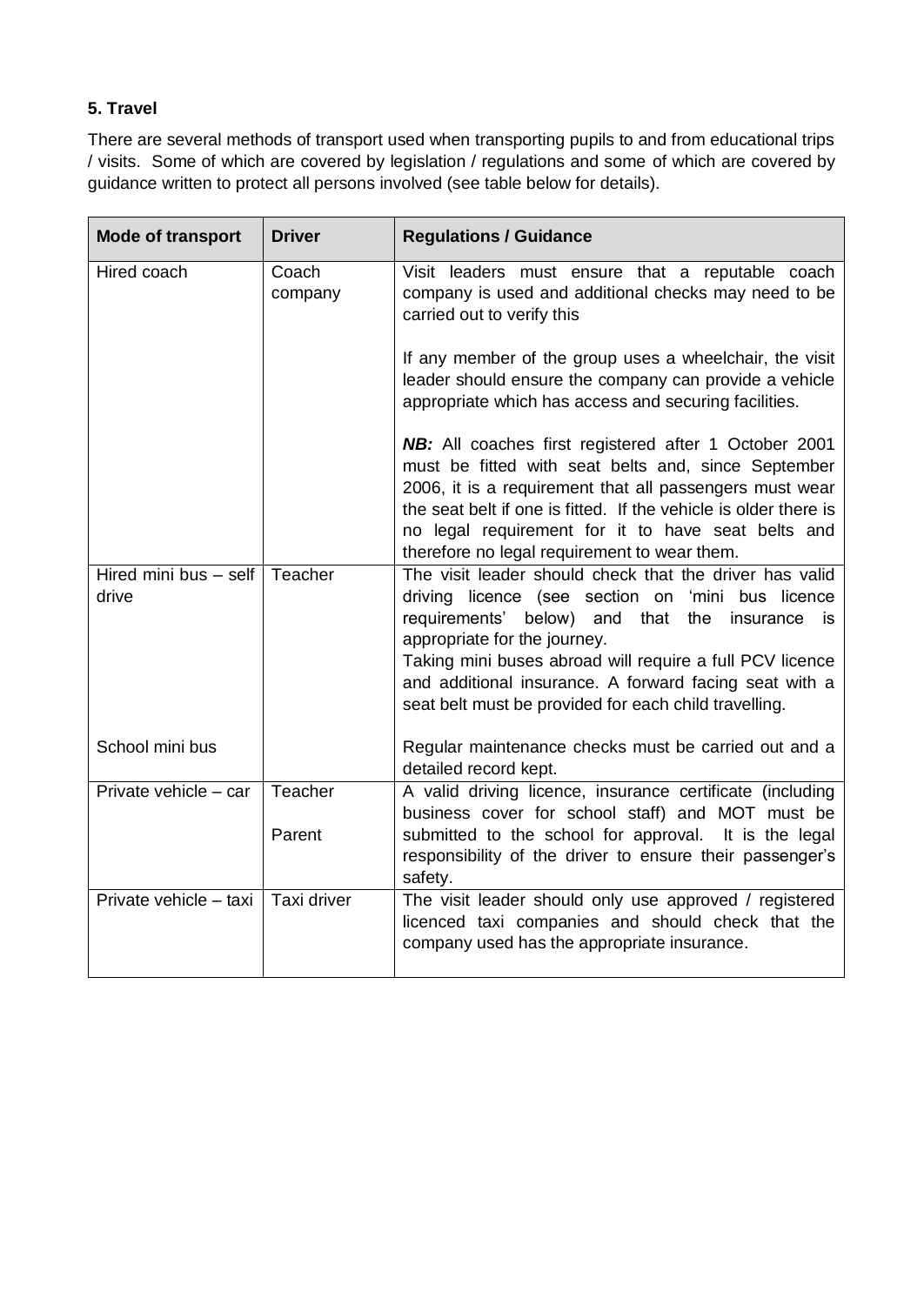### 5. Travel

There are several methods of transport used when transporting pupils to and from educational trips / visits. Some of which are covered by legislation / regulations and some of which are covered by guidance written to protect all persons involved (see table below for details).

| Mode of transport | Driver | Regulations / Guidance |
|---|---|---|
| Hired coach | Coach company | Visit leaders must ensure that a reputable coach company is used and additional checks may need to be carried out to verify this<br><br>If any member of the group uses a wheelchair, the visit leader should ensure the company can provide a vehicle appropriate which has access and securing facilities.<br><br>***NB:*** All coaches first registered after 1 October 2001 must be fitted with seat belts and, since September 2006, it is a requirement that all passengers must wear the seat belt if one is fitted. If the vehicle is older there is no legal requirement for it to have seat belts and therefore no legal requirement to wear them. |
| Hired mini bus – self drive<br><br>School mini bus | Teacher | The visit leader should check that the driver has valid driving licence (see section on 'mini bus licence requirements' below) and that the insurance is appropriate for the journey.<br>Taking mini buses abroad will require a full PCV licence and additional insurance. A forward facing seat with a seat belt must be provided for each child travelling.<br><br>Regular maintenance checks must be carried out and a detailed record kept. |
| Private vehicle – car | Teacher<br><br>Parent | A valid driving licence, insurance certificate (including business cover for school staff) and MOT must be submitted to the school for approval. It is the legal responsibility of the driver to ensure their passenger's safety. |
| Private vehicle – taxi | Taxi driver | The visit leader should only use approved / registered licenced taxi companies and should check that the company used has the appropriate insurance. |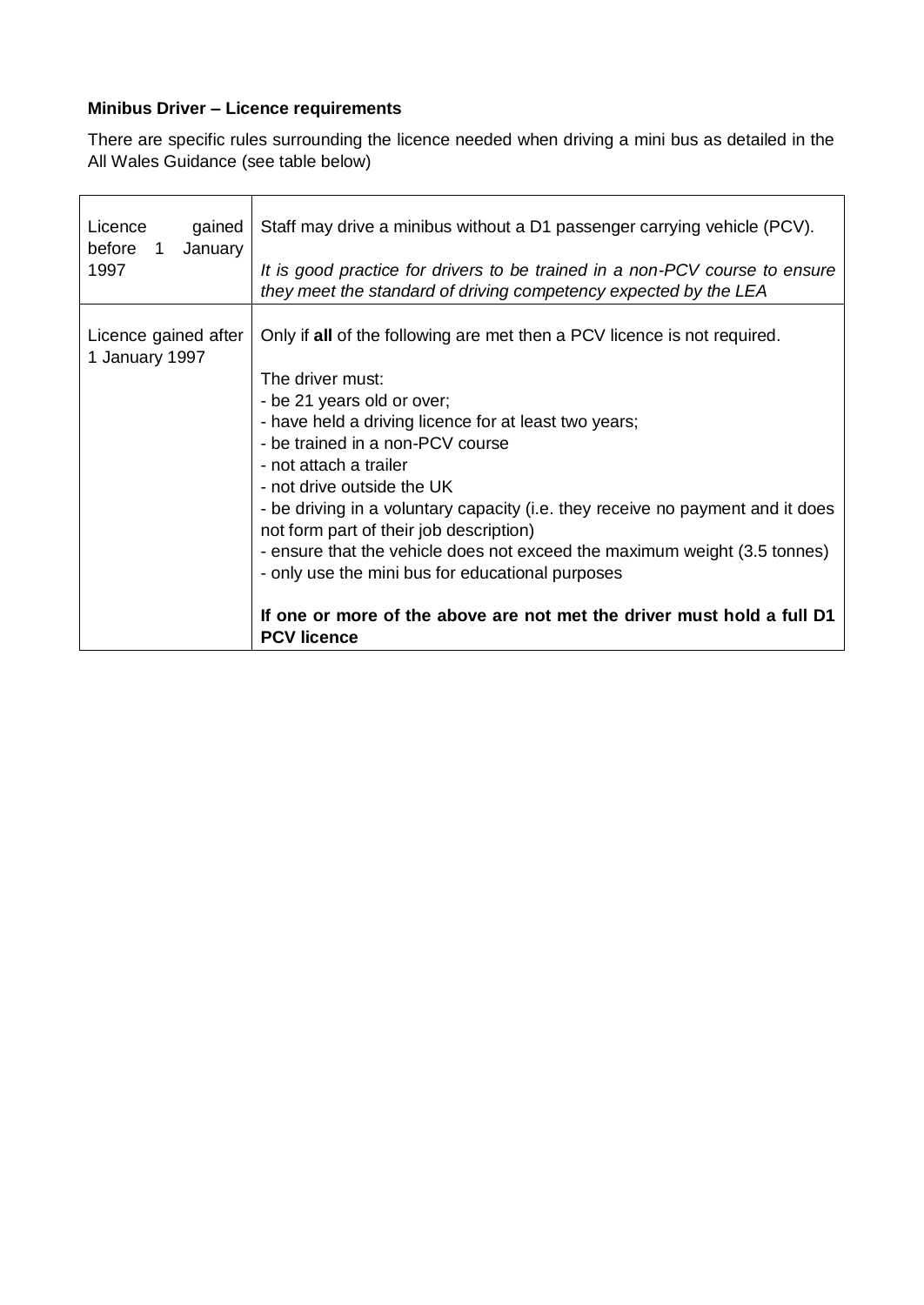**Minibus Driver – Licence requirements**

There are specific rules surrounding the licence needed when driving a mini bus as detailed in the All Wales Guidance (see table below)

| | |
|---|---|
| Licence gained before 1 January 1997 | Staff may drive a minibus without a D1 passenger carrying vehicle (PCV).<br><br>*It is good practice for drivers to be trained in a non-PCV course to ensure they meet the standard of driving competency expected by the LEA* |
| Licence gained after 1 January 1997 | Only if **all** of the following are met then a PCV licence is not required.<br><br>The driver must:<br>- be 21 years old or over;<br>- have held a driving licence for at least two years;<br>- be trained in a non-PCV course<br>- not attach a trailer<br>- not drive outside the UK<br>- be driving in a voluntary capacity (i.e. they receive no payment and it does not form part of their job description)<br>- ensure that the vehicle does not exceed the maximum weight (3.5 tonnes)<br>- only use the mini bus for educational purposes<br><br>**If one or more of the above are not met the driver must hold a full D1 PCV licence** |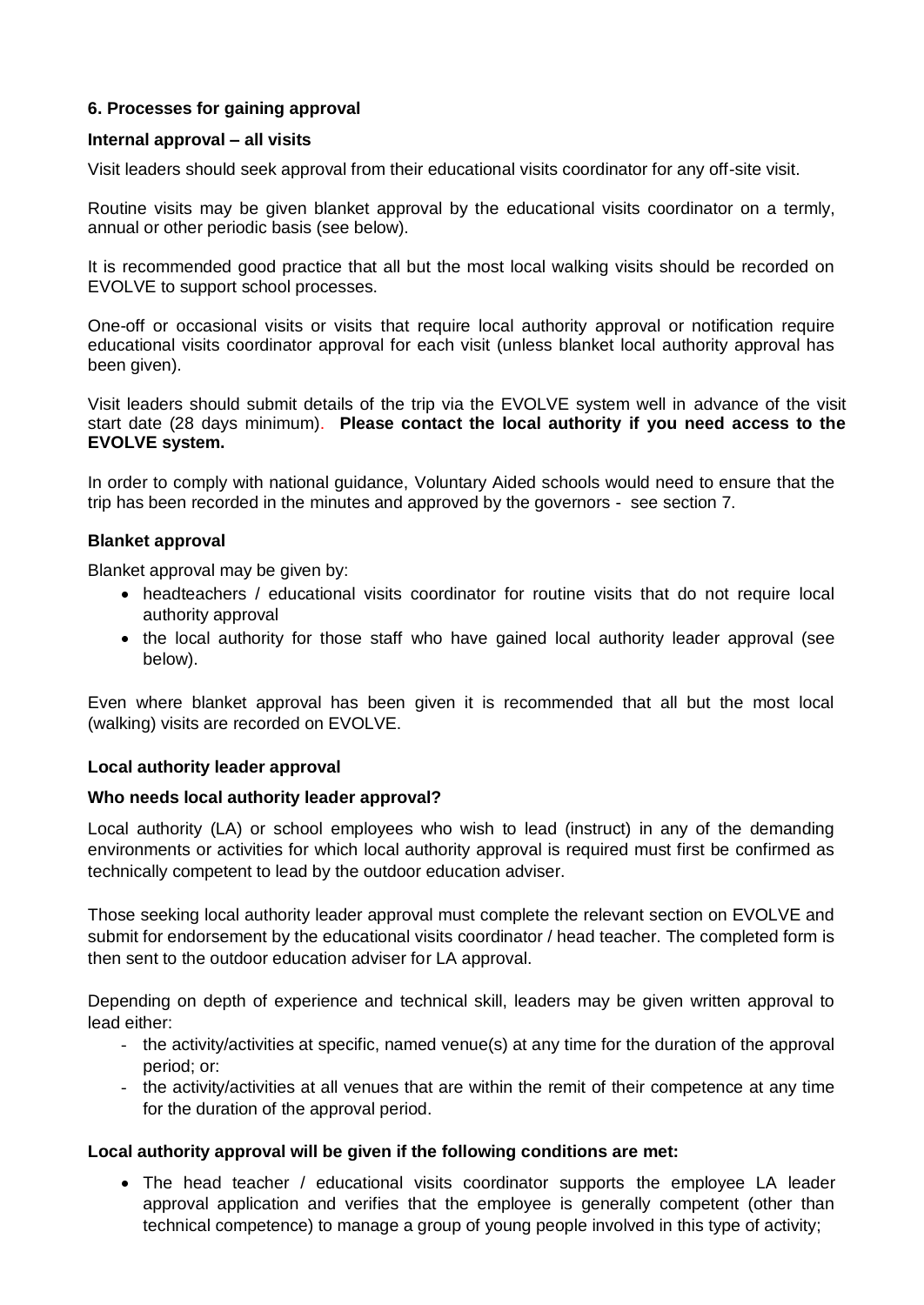## 6. Processes for gaining approval

### Internal approval – all visits

Visit leaders should seek approval from their educational visits coordinator for any off-site visit.

Routine visits may be given blanket approval by the educational visits coordinator on a termly, annual or other periodic basis (see below).

It is recommended good practice that all but the most local walking visits should be recorded on EVOLVE to support school processes.

One-off or occasional visits or visits that require local authority approval or notification require educational visits coordinator approval for each visit (unless blanket local authority approval has been given).

Visit leaders should submit details of the trip via the EVOLVE system well in advance of the visit start date (28 days minimum). **Please contact the local authority if you need access to the EVOLVE system.**

In order to comply with national guidance, Voluntary Aided schools would need to ensure that the trip has been recorded in the minutes and approved by the governors - see section 7.

### Blanket approval

Blanket approval may be given by:

- headteachers / educational visits coordinator for routine visits that do not require local authority approval
- the local authority for those staff who have gained local authority leader approval (see below).

Even where blanket approval has been given it is recommended that all but the most local (walking) visits are recorded on EVOLVE.

### Local authority leader approval

### Who needs local authority leader approval?

Local authority (LA) or school employees who wish to lead (instruct) in any of the demanding environments or activities for which local authority approval is required must first be confirmed as technically competent to lead by the outdoor education adviser.

Those seeking local authority leader approval must complete the relevant section on EVOLVE and submit for endorsement by the educational visits coordinator / head teacher. The completed form is then sent to the outdoor education adviser for LA approval.

Depending on depth of experience and technical skill, leaders may be given written approval to lead either:

- the activity/activities at specific, named venue(s) at any time for the duration of the approval period; or:
- the activity/activities at all venues that are within the remit of their competence at any time for the duration of the approval period.

### Local authority approval will be given if the following conditions are met:

- The head teacher / educational visits coordinator supports the employee LA leader approval application and verifies that the employee is generally competent (other than technical competence) to manage a group of young people involved in this type of activity;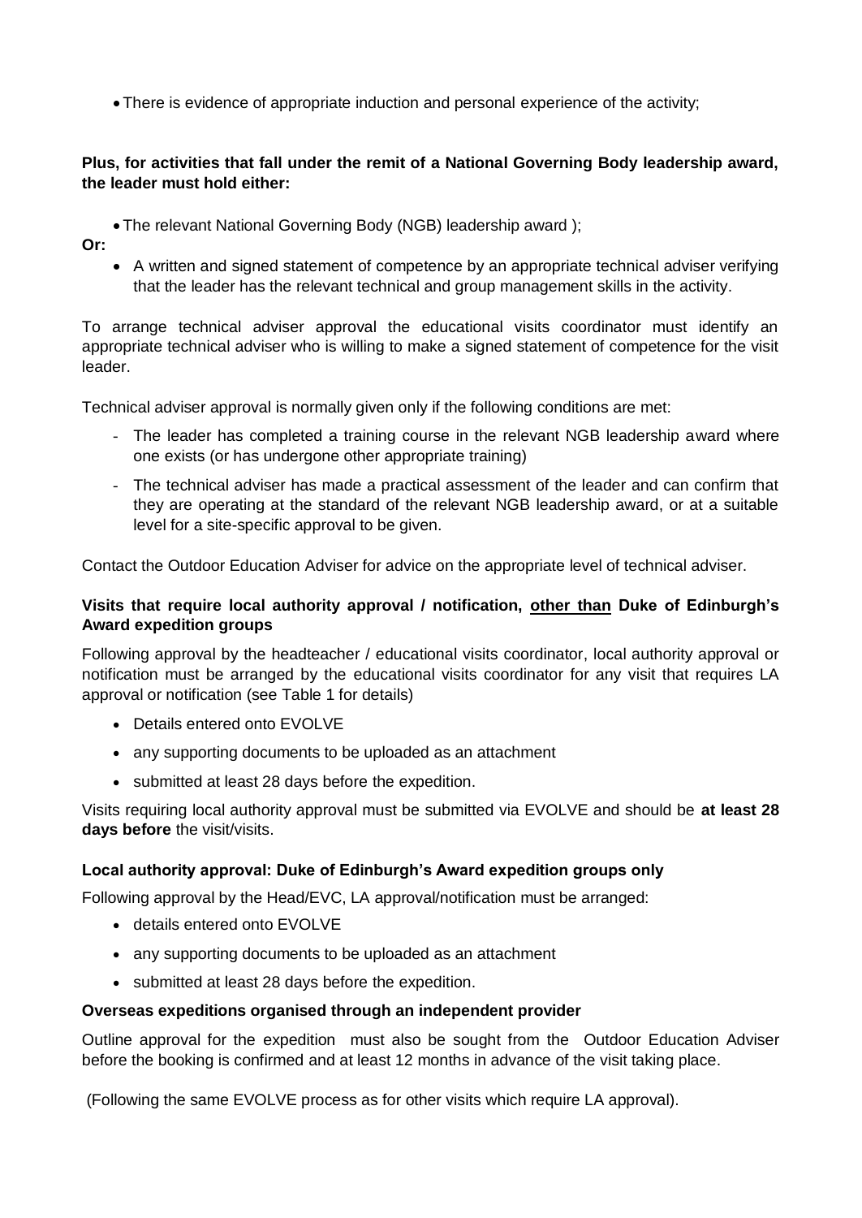- There is evidence of appropriate induction and personal experience of the activity;

**Plus, for activities that fall under the remit of a National Governing Body leadership award, the leader must hold either:**

- The relevant National Governing Body (NGB) leadership award );

**Or:**

- A written and signed statement of competence by an appropriate technical adviser verifying that the leader has the relevant technical and group management skills in the activity.

To arrange technical adviser approval the educational visits coordinator must identify an appropriate technical adviser who is willing to make a signed statement of competence for the visit leader.

Technical adviser approval is normally given only if the following conditions are met:

- The leader has completed a training course in the relevant NGB leadership award where one exists (or has undergone other appropriate training)
- The technical adviser has made a practical assessment of the leader and can confirm that they are operating at the standard of the relevant NGB leadership award, or at a suitable level for a site-specific approval to be given.

Contact the Outdoor Education Adviser for advice on the appropriate level of technical adviser.

### Visits that require local authority approval / notification, <u>other than</u> Duke of Edinburgh's Award expedition groups

Following approval by the headteacher / educational visits coordinator, local authority approval or notification must be arranged by the educational visits coordinator for any visit that requires LA approval or notification (see Table 1 for details)

- Details entered onto EVOLVE
- any supporting documents to be uploaded as an attachment
- submitted at least 28 days before the expedition.

Visits requiring local authority approval must be submitted via EVOLVE and should be **at least 28 days before** the visit/visits.

### Local authority approval: Duke of Edinburgh's Award expedition groups only

Following approval by the Head/EVC, LA approval/notification must be arranged:

- details entered onto EVOLVE
- any supporting documents to be uploaded as an attachment
- submitted at least 28 days before the expedition.

### Overseas expeditions organised through an independent provider

Outline approval for the expedition must also be sought from the Outdoor Education Adviser before the booking is confirmed and at least 12 months in advance of the visit taking place.

(Following the same EVOLVE process as for other visits which require LA approval).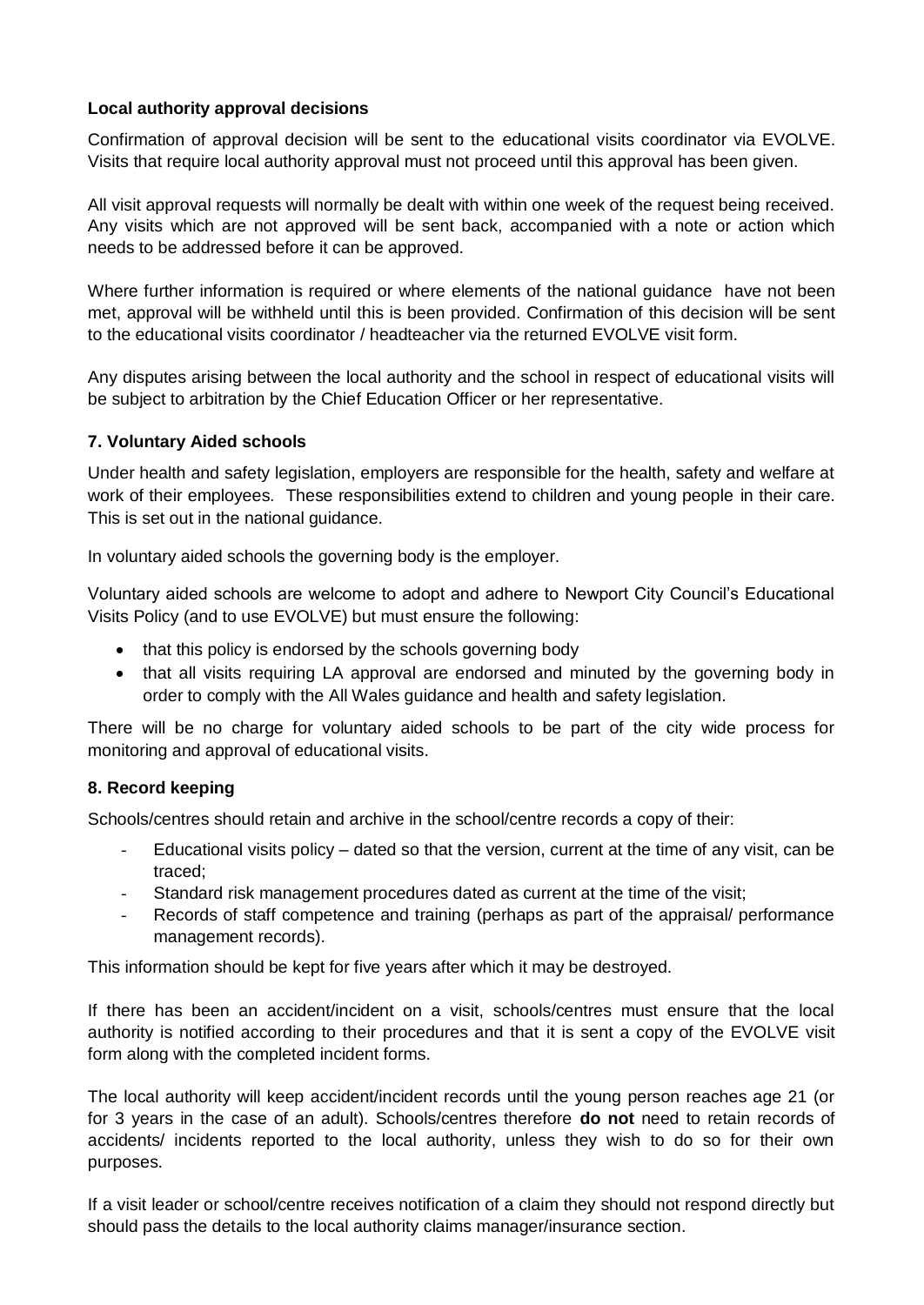**Local authority approval decisions**

Confirmation of approval decision will be sent to the educational visits coordinator via EVOLVE. Visits that require local authority approval must not proceed until this approval has been given.

All visit approval requests will normally be dealt with within one week of the request being received. Any visits which are not approved will be sent back, accompanied with a note or action which needs to be addressed before it can be approved.

Where further information is required or where elements of the national guidance have not been met, approval will be withheld until this is been provided. Confirmation of this decision will be sent to the educational visits coordinator / headteacher via the returned EVOLVE visit form.

Any disputes arising between the local authority and the school in respect of educational visits will be subject to arbitration by the Chief Education Officer or her representative.

### 7. Voluntary Aided schools

Under health and safety legislation, employers are responsible for the health, safety and welfare at work of their employees. These responsibilities extend to children and young people in their care. This is set out in the national guidance.

In voluntary aided schools the governing body is the employer.

Voluntary aided schools are welcome to adopt and adhere to Newport City Council's Educational Visits Policy (and to use EVOLVE) but must ensure the following:

- that this policy is endorsed by the schools governing body
- that all visits requiring LA approval are endorsed and minuted by the governing body in order to comply with the All Wales guidance and health and safety legislation.

There will be no charge for voluntary aided schools to be part of the city wide process for monitoring and approval of educational visits.

### 8. Record keeping

Schools/centres should retain and archive in the school/centre records a copy of their:

- Educational visits policy – dated so that the version, current at the time of any visit, can be traced;
- Standard risk management procedures dated as current at the time of the visit;
- Records of staff competence and training (perhaps as part of the appraisal/ performance management records).

This information should be kept for five years after which it may be destroyed.

If there has been an accident/incident on a visit, schools/centres must ensure that the local authority is notified according to their procedures and that it is sent a copy of the EVOLVE visit form along with the completed incident forms.

The local authority will keep accident/incident records until the young person reaches age 21 (or for 3 years in the case of an adult). Schools/centres therefore **do not** need to retain records of accidents/ incidents reported to the local authority, unless they wish to do so for their own purposes.

If a visit leader or school/centre receives notification of a claim they should not respond directly but should pass the details to the local authority claims manager/insurance section.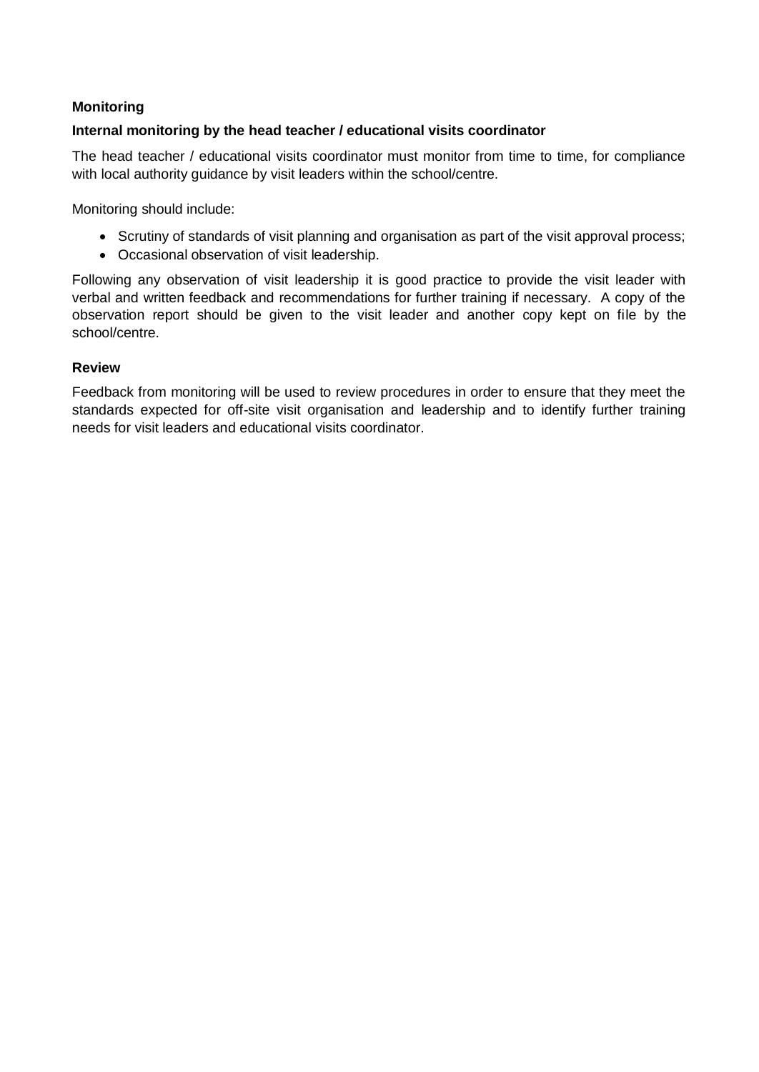**Monitoring**

**Internal monitoring by the head teacher / educational visits coordinator**

The head teacher / educational visits coordinator must monitor from time to time, for compliance with local authority guidance by visit leaders within the school/centre.

Monitoring should include:

- Scrutiny of standards of visit planning and organisation as part of the visit approval process;
- Occasional observation of visit leadership.

Following any observation of visit leadership it is good practice to provide the visit leader with verbal and written feedback and recommendations for further training if necessary. A copy of the observation report should be given to the visit leader and another copy kept on file by the school/centre.

**Review**

Feedback from monitoring will be used to review procedures in order to ensure that they meet the standards expected for off-site visit organisation and leadership and to identify further training needs for visit leaders and educational visits coordinator.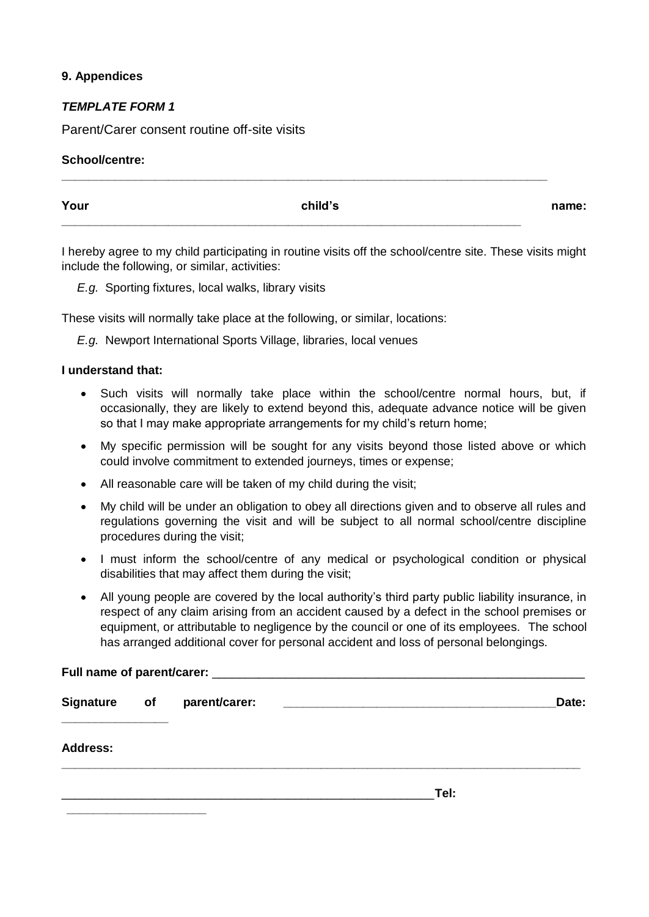**9. Appendices**

***TEMPLATE FORM 1***

Parent/Carer consent routine off-site visits

**School/centre:** ___________________________________________________________________________

**Your child's name:** ___________________________________________________________________________

I hereby agree to my child participating in routine visits off the school/centre site. These visits might include the following, or similar, activities:

*E.g.* Sporting fixtures, local walks, library visits

These visits will normally take place at the following, or similar, locations:

*E.g.* Newport International Sports Village, libraries, local venues

**I understand that:**

- Such visits will normally take place within the school/centre normal hours, but, if occasionally, they are likely to extend beyond this, adequate advance notice will be given so that I may make appropriate arrangements for my child's return home;
- My specific permission will be sought for any visits beyond those listed above or which could involve commitment to extended journeys, times or expense;
- All reasonable care will be taken of my child during the visit;
- My child will be under an obligation to obey all directions given and to observe all rules and regulations governing the visit and will be subject to all normal school/centre discipline procedures during the visit;
- I must inform the school/centre of any medical or psychological condition or physical disabilities that may affect them during the visit;
- All young people are covered by the local authority's third party public liability insurance, in respect of any claim arising from an accident caused by a defect in the school premises or equipment, or attributable to negligence by the council or one of its employees. The school has arranged additional cover for personal accident and loss of personal belongings.

**Full name of parent/carer:** ___________________________________________________________

**Signature of parent/carer:** _________________________________________ **Date:** _______________

**Address:** ___________________________________________________________________________

___________________________________________________________ **Tel:** _____________________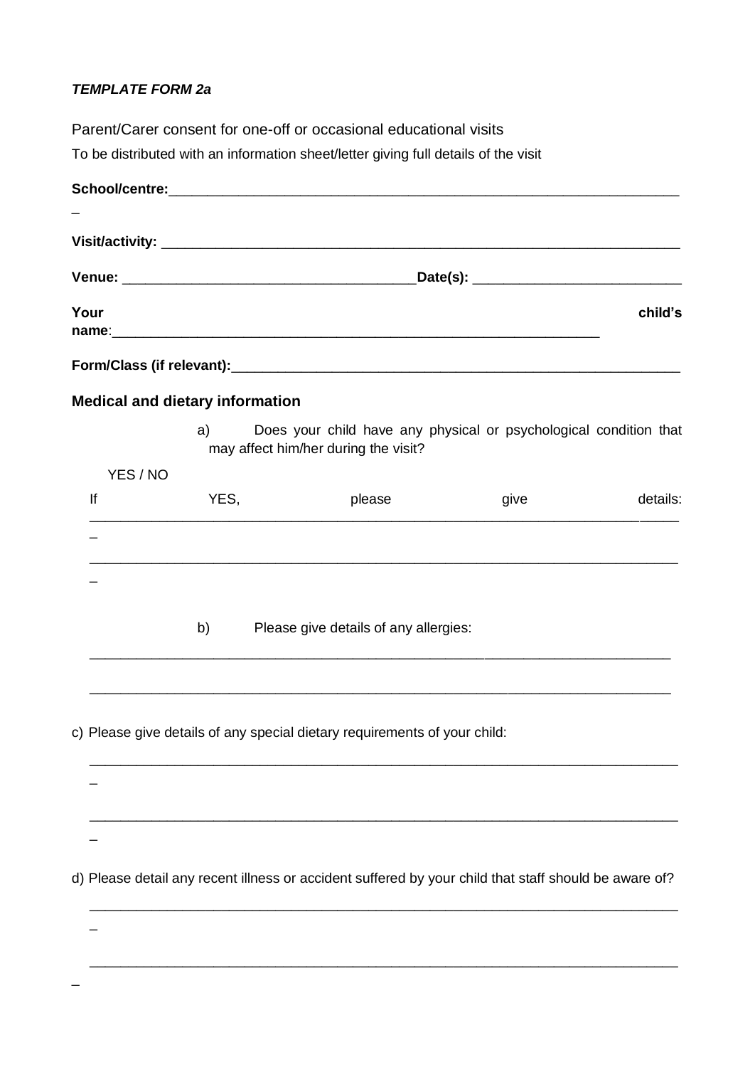***TEMPLATE FORM 2a***

Parent/Carer consent for one-off or occasional educational visits

To be distributed with an information sheet/letter giving full details of the visit

**School/centre:**___________________________________________________________________

**Visit/activity:** ___________________________________________________________________

**Venue:** ______________________________________**Date(s):** ____________________________

**Your child's name**:_________________________________________________________________

**Form/Class (if relevant):**____________________________________________________________

### Medical and dietary information

a) Does your child have any physical or psychological condition that may affect him/her during the visit?

YES / NO

If YES, please give details:

_______________________________________________________________________________

_______________________________________________________________________________

b) Please give details of any allergies:

_______________________________________________________________________________

_______________________________________________________________________________

c) Please give details of any special dietary requirements of your child:

_______________________________________________________________________________

_______________________________________________________________________________

d) Please detail any recent illness or accident suffered by your child that staff should be aware of?

_______________________________________________________________________________

_______________________________________________________________________________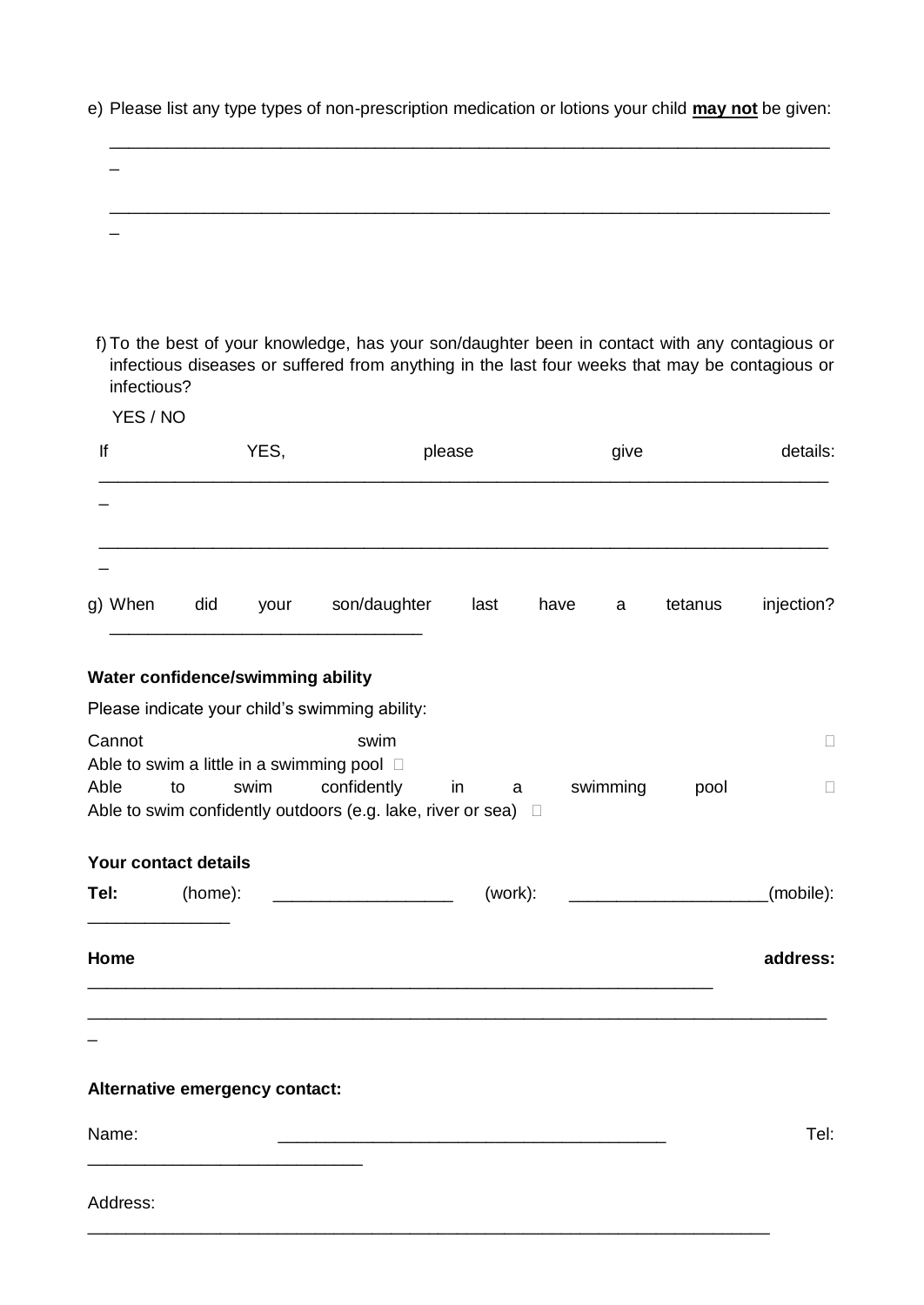e) Please list any type types of non-prescription medication or lotions your child **may not** be given:

________________________________________________________________________________

________________________________________________________________________________

f) To the best of your knowledge, has your son/daughter been in contact with any contagious or infectious diseases or suffered from anything in the last four weeks that may be contagious or infectious?

YES / NO

If YES, please give details: ________________________________________________________________________________

________________________________________________________________________________

g) When did your son/daughter last have a tetanus injection? ________________________________

**Water confidence/swimming ability**

Please indicate your child's swimming ability:

Cannot swim ☐
Able to swim a little in a swimming pool ☐
Able to swim confidently in a swimming pool ☐
Able to swim confidently outdoors (e.g. lake, river or sea) ☐

**Your contact details**

**Tel:** (home): ___________________ (work): ____________________(mobile): ______________

**Home address:** ________________________________________________________________

________________________________________________________________________________

**Alternative emergency contact:**

Name: ________________________________________ Tel: ____________________________

Address: ______________________________________________________________________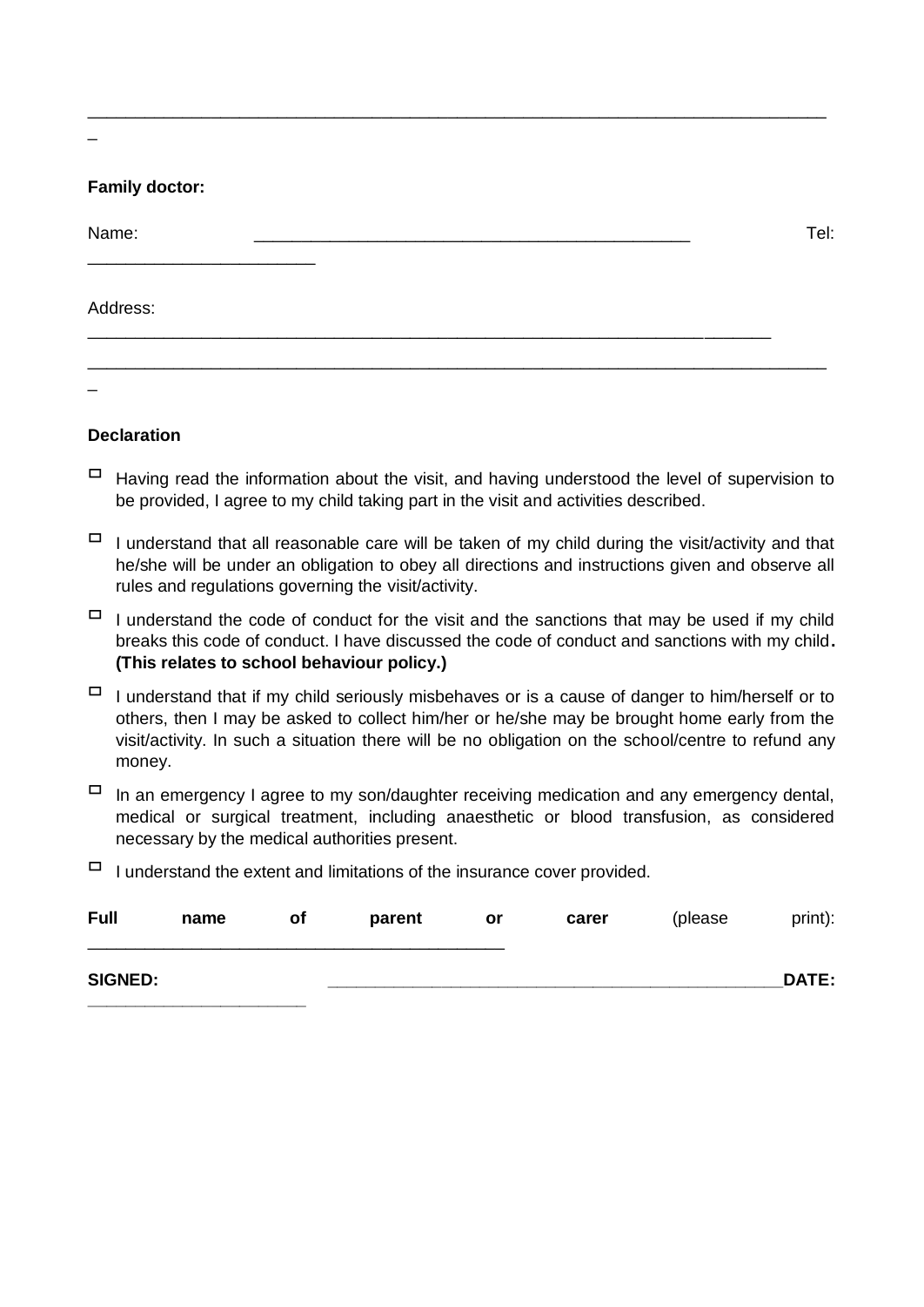______________________________________________________________________________

**Family doctor:**

Name: _____________________________________________ Tel: ________________________

Address: ________________________________________________________________________

______________________________________________________________________________

**Declaration**

- ☐ Having read the information about the visit, and having understood the level of supervision to be provided, I agree to my child taking part in the visit and activities described.
- ☐ I understand that all reasonable care will be taken of my child during the visit/activity and that he/she will be under an obligation to obey all directions and instructions given and observe all rules and regulations governing the visit/activity.
- ☐ I understand the code of conduct for the visit and the sanctions that may be used if my child breaks this code of conduct. I have discussed the code of conduct and sanctions with my child. **(This relates to school behaviour policy.)**
- ☐ I understand that if my child seriously misbehaves or is a cause of danger to him/herself or to others, then I may be asked to collect him/her or he/she may be brought home early from the visit/activity. In such a situation there will be no obligation on the school/centre to refund any money.
- ☐ In an emergency I agree to my son/daughter receiving medication and any emergency dental, medical or surgical treatment, including anaesthetic or blood transfusion, as considered necessary by the medical authorities present.
- ☐ I understand the extent and limitations of the insurance cover provided.

**Full name of parent or carer** (please print): ____________________________________________

**SIGNED:** ________________________________________________ **DATE:** ______________________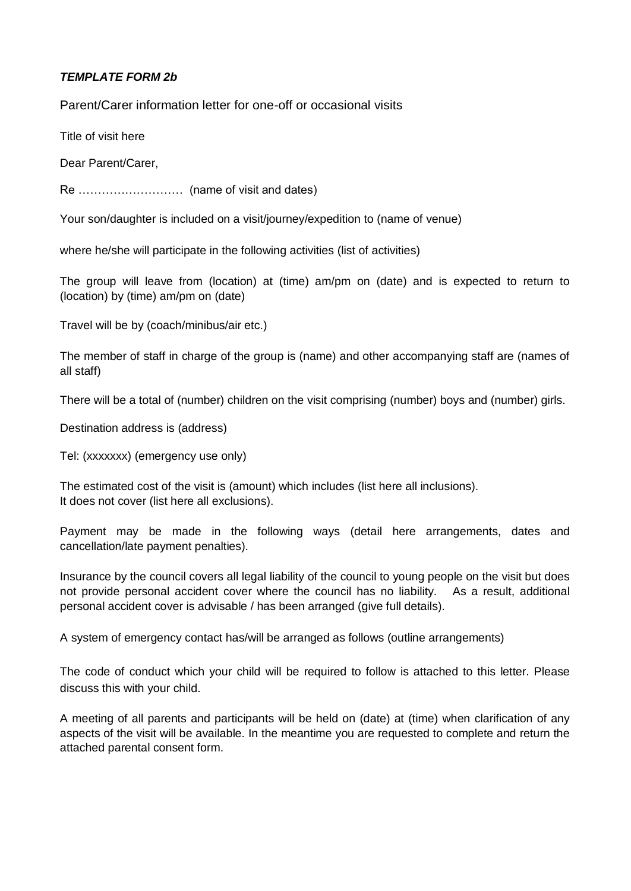***TEMPLATE FORM 2b***

Parent/Carer information letter for one-off or occasional visits

Title of visit here

Dear Parent/Carer,

Re ……………………… (name of visit and dates)

Your son/daughter is included on a visit/journey/expedition to (name of venue)

where he/she will participate in the following activities (list of activities)

The group will leave from (location) at (time) am/pm on (date) and is expected to return to (location) by (time) am/pm on (date)

Travel will be by (coach/minibus/air etc.)

The member of staff in charge of the group is (name) and other accompanying staff are (names of all staff)

There will be a total of (number) children on the visit comprising (number) boys and (number) girls.

Destination address is (address)

Tel: (xxxxxxx) (emergency use only)

The estimated cost of the visit is (amount) which includes (list here all inclusions).
It does not cover (list here all exclusions).

Payment may be made in the following ways (detail here arrangements, dates and cancellation/late payment penalties).

Insurance by the council covers all legal liability of the council to young people on the visit but does not provide personal accident cover where the council has no liability. As a result, additional personal accident cover is advisable / has been arranged (give full details).

A system of emergency contact has/will be arranged as follows (outline arrangements)

The code of conduct which your child will be required to follow is attached to this letter. Please discuss this with your child.

A meeting of all parents and participants will be held on (date) at (time) when clarification of any aspects of the visit will be available. In the meantime you are requested to complete and return the attached parental consent form.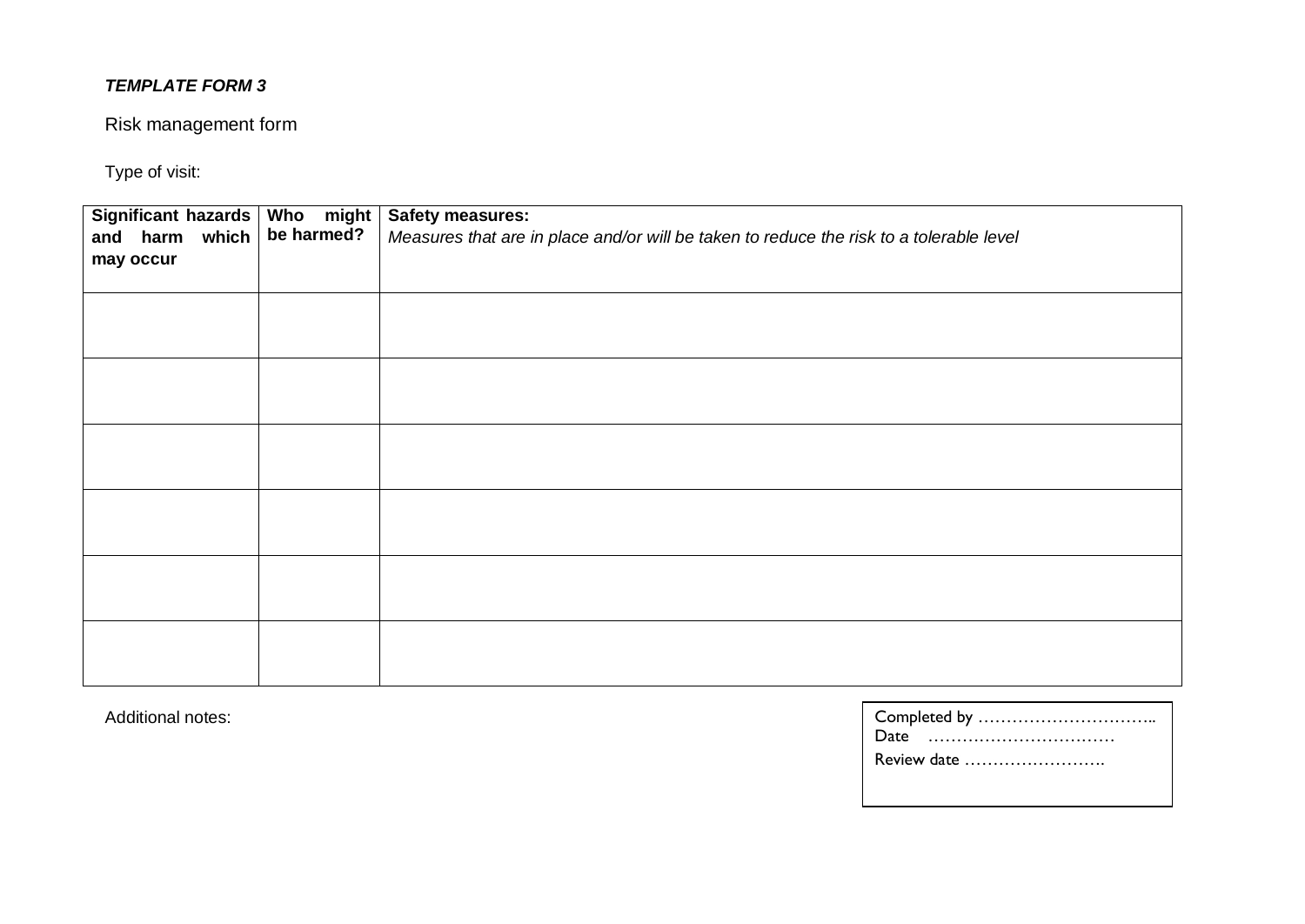***TEMPLATE FORM 3***

Risk management form

Type of visit:

| **Significant hazards and harm which may occur** | **Who might be harmed?** | **Safety measures:** *Measures that are in place and/or will be taken to reduce the risk to a tolerable level* |
|---|---|---|
| | | |
| | | |
| | | |
| | | |
| | | |
| | | |

Additional notes:

Completed by …………………………..
Date ……………………………
Review date …………………….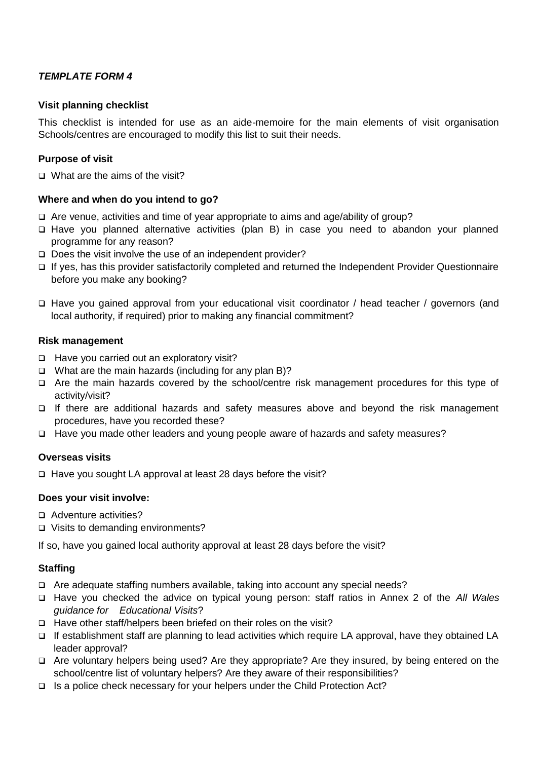***TEMPLATE FORM 4***

**Visit planning checklist**

This checklist is intended for use as an aide-memoire for the main elements of visit organisation Schools/centres are encouraged to modify this list to suit their needs.

**Purpose of visit**

- ❑ What are the aims of the visit?

**Where and when do you intend to go?**

- ❑ Are venue, activities and time of year appropriate to aims and age/ability of group?
- ❑ Have you planned alternative activities (plan B) in case you need to abandon your planned programme for any reason?
- ❑ Does the visit involve the use of an independent provider?
- ❑ If yes, has this provider satisfactorily completed and returned the Independent Provider Questionnaire before you make any booking?
- ❑ Have you gained approval from your educational visit coordinator / head teacher / governors (and local authority, if required) prior to making any financial commitment?

**Risk management**

- ❑ Have you carried out an exploratory visit?
- ❑ What are the main hazards (including for any plan B)?
- ❑ Are the main hazards covered by the school/centre risk management procedures for this type of activity/visit?
- ❑ If there are additional hazards and safety measures above and beyond the risk management procedures, have you recorded these?
- ❑ Have you made other leaders and young people aware of hazards and safety measures?

**Overseas visits**

- ❑ Have you sought LA approval at least 28 days before the visit?

**Does your visit involve:**

- ❑ Adventure activities?
- ❑ Visits to demanding environments?

If so, have you gained local authority approval at least 28 days before the visit?

**Staffing**

- ❑ Are adequate staffing numbers available, taking into account any special needs?
- ❑ Have you checked the advice on typical young person: staff ratios in Annex 2 of the *All Wales guidance for Educational Visits*?
- ❑ Have other staff/helpers been briefed on their roles on the visit?
- ❑ If establishment staff are planning to lead activities which require LA approval, have they obtained LA leader approval?
- ❑ Are voluntary helpers being used? Are they appropriate? Are they insured, by being entered on the school/centre list of voluntary helpers? Are they aware of their responsibilities?
- ❑ Is a police check necessary for your helpers under the Child Protection Act?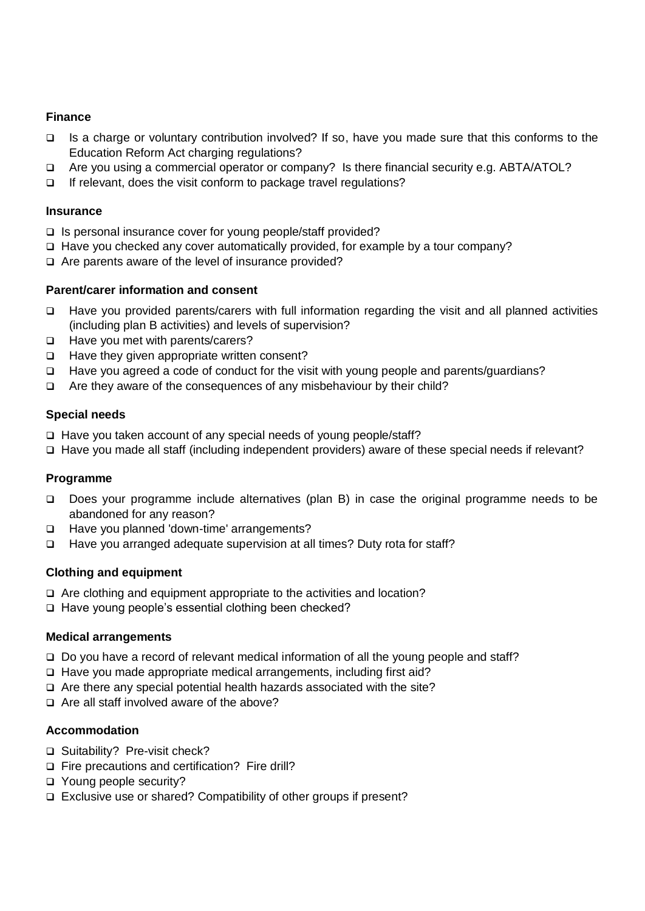**Finance**

- ❑ Is a charge or voluntary contribution involved? If so, have you made sure that this conforms to the Education Reform Act charging regulations?
- ❑ Are you using a commercial operator or company? Is there financial security e.g. ABTA/ATOL?
- ❑ If relevant, does the visit conform to package travel regulations?

**Insurance**

- ❑ Is personal insurance cover for young people/staff provided?
- ❑ Have you checked any cover automatically provided, for example by a tour company?
- ❑ Are parents aware of the level of insurance provided?

**Parent/carer information and consent**

- ❑ Have you provided parents/carers with full information regarding the visit and all planned activities (including plan B activities) and levels of supervision?
- ❑ Have you met with parents/carers?
- ❑ Have they given appropriate written consent?
- ❑ Have you agreed a code of conduct for the visit with young people and parents/guardians?
- ❑ Are they aware of the consequences of any misbehaviour by their child?

**Special needs**

- ❑ Have you taken account of any special needs of young people/staff?
- ❑ Have you made all staff (including independent providers) aware of these special needs if relevant?

**Programme**

- ❑ Does your programme include alternatives (plan B) in case the original programme needs to be abandoned for any reason?
- ❑ Have you planned 'down-time' arrangements?
- ❑ Have you arranged adequate supervision at all times? Duty rota for staff?

**Clothing and equipment**

- ❑ Are clothing and equipment appropriate to the activities and location?
- ❑ Have young people's essential clothing been checked?

**Medical arrangements**

- ❑ Do you have a record of relevant medical information of all the young people and staff?
- ❑ Have you made appropriate medical arrangements, including first aid?
- ❑ Are there any special potential health hazards associated with the site?
- ❑ Are all staff involved aware of the above?

**Accommodation**

- ❑ Suitability? Pre-visit check?
- ❑ Fire precautions and certification? Fire drill?
- ❑ Young people security?
- ❑ Exclusive use or shared? Compatibility of other groups if present?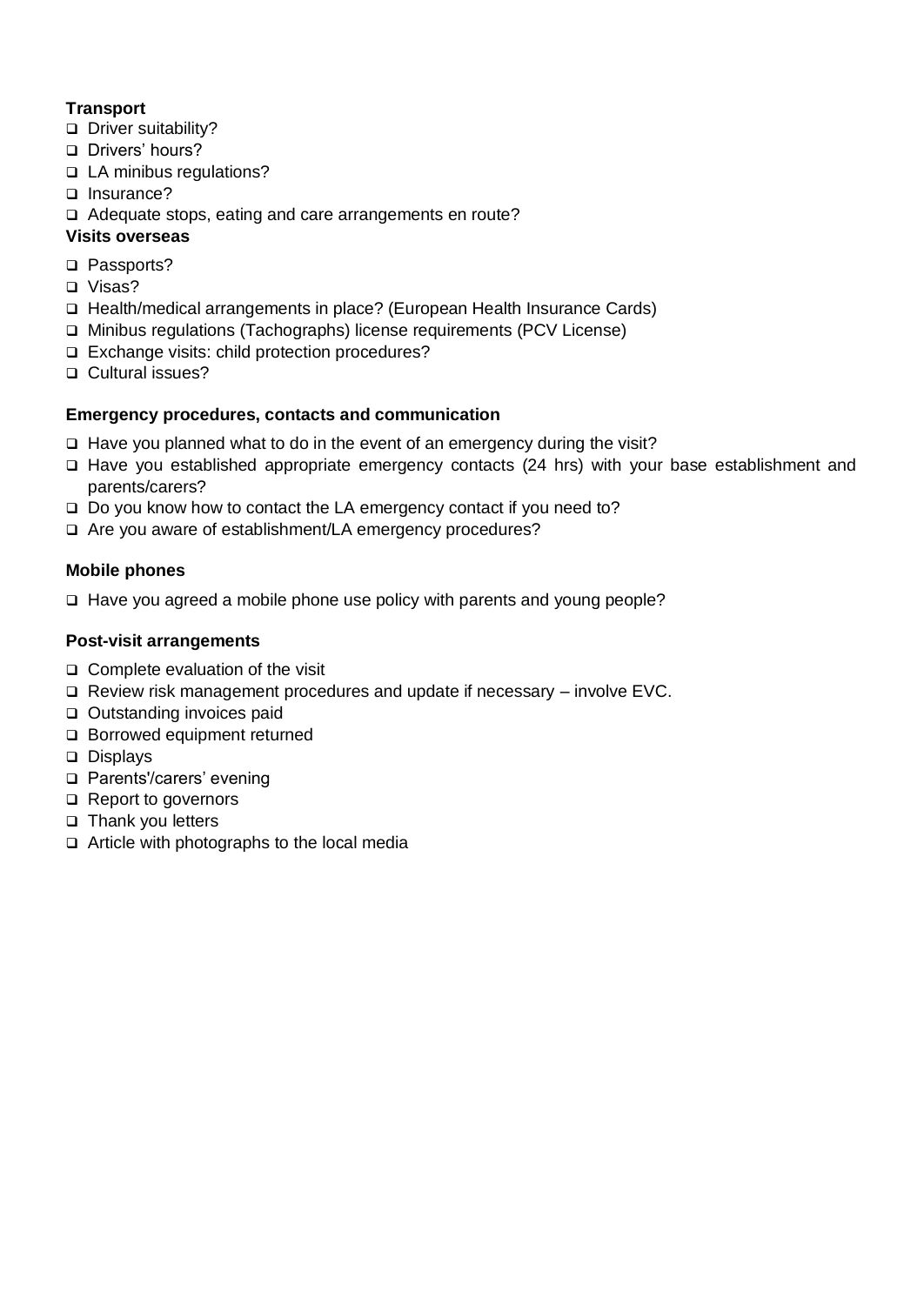**Transport**

- ❑ Driver suitability?
- ❑ Drivers' hours?
- ❑ LA minibus regulations?
- ❑ Insurance?
- ❑ Adequate stops, eating and care arrangements en route?

**Visits overseas**

- ❑ Passports?
- ❑ Visas?
- ❑ Health/medical arrangements in place? (European Health Insurance Cards)
- ❑ Minibus regulations (Tachographs) license requirements (PCV License)
- ❑ Exchange visits: child protection procedures?
- ❑ Cultural issues?

**Emergency procedures, contacts and communication**

- ❑ Have you planned what to do in the event of an emergency during the visit?
- ❑ Have you established appropriate emergency contacts (24 hrs) with your base establishment and parents/carers?
- ❑ Do you know how to contact the LA emergency contact if you need to?
- ❑ Are you aware of establishment/LA emergency procedures?

**Mobile phones**

- ❑ Have you agreed a mobile phone use policy with parents and young people?

**Post-visit arrangements**

- ❑ Complete evaluation of the visit
- ❑ Review risk management procedures and update if necessary – involve EVC.
- ❑ Outstanding invoices paid
- ❑ Borrowed equipment returned
- ❑ Displays
- ❑ Parents'/carers' evening
- ❑ Report to governors
- ❑ Thank you letters
- ❑ Article with photographs to the local media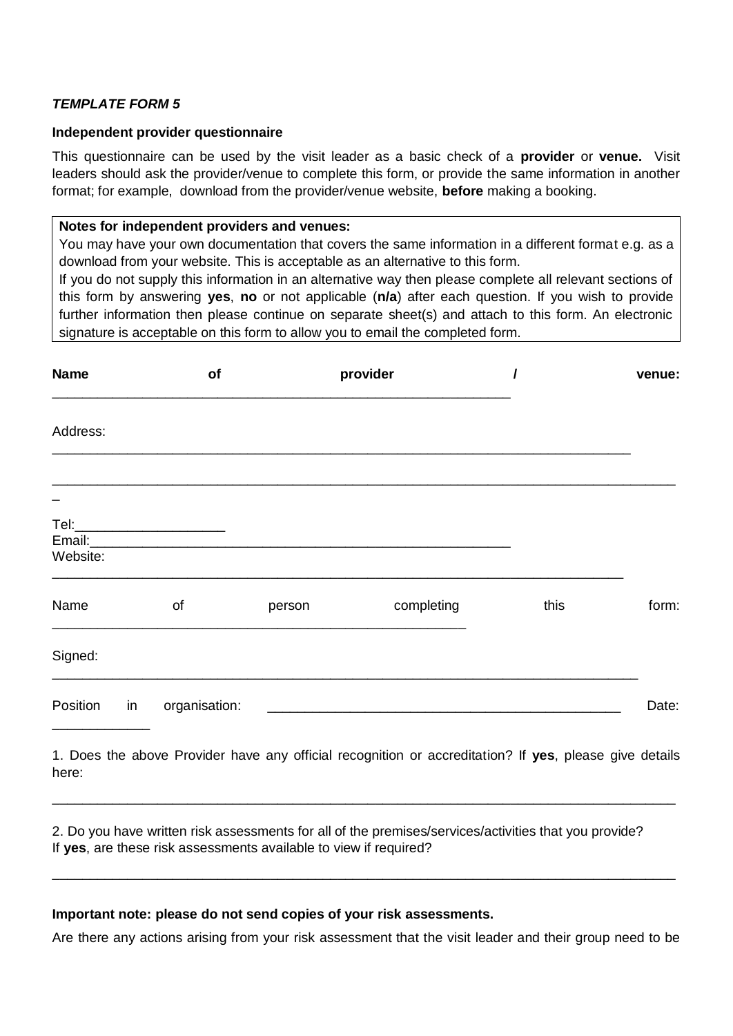***TEMPLATE FORM 5***

**Independent provider questionnaire**

This questionnaire can be used by the visit leader as a basic check of a **provider** or **venue.** Visit leaders should ask the provider/venue to complete this form, or provide the same information in another format; for example, download from the provider/venue website, **before** making a booking.

> **Notes for independent providers and venues:**
> You may have your own documentation that covers the same information in a different format e.g. as a download from your website. This is acceptable as an alternative to this form.
> If you do not supply this information in an alternative way then please complete all relevant sections of this form by answering **yes**, **no** or not applicable (**n/a**) after each question. If you wish to provide further information then please continue on separate sheet(s) and attach to this form. An electronic signature is acceptable on this form to allow you to email the completed form.

**Name of provider / venue:** ___________________________________________________________

Address: ___________________________________________________________________________

_____________________________________________________________________________________

Tel:____________________
Email:_________________________________________________________
Website: ___________________________________________________________________________

Name of person completing this form: ______________________________________________________

Signed: ____________________________________________________________________________

Position in organisation: ______________________________________________ Date: ____________

1. Does the above Provider have any official recognition or accreditation? If **yes**, please give details here:

_____________________________________________________________________________________

2. Do you have written risk assessments for all of the premises/services/activities that you provide?
If **yes**, are these risk assessments available to view if required?

_____________________________________________________________________________________

**Important note: please do not send copies of your risk assessments.**

Are there any actions arising from your risk assessment that the visit leader and their group need to be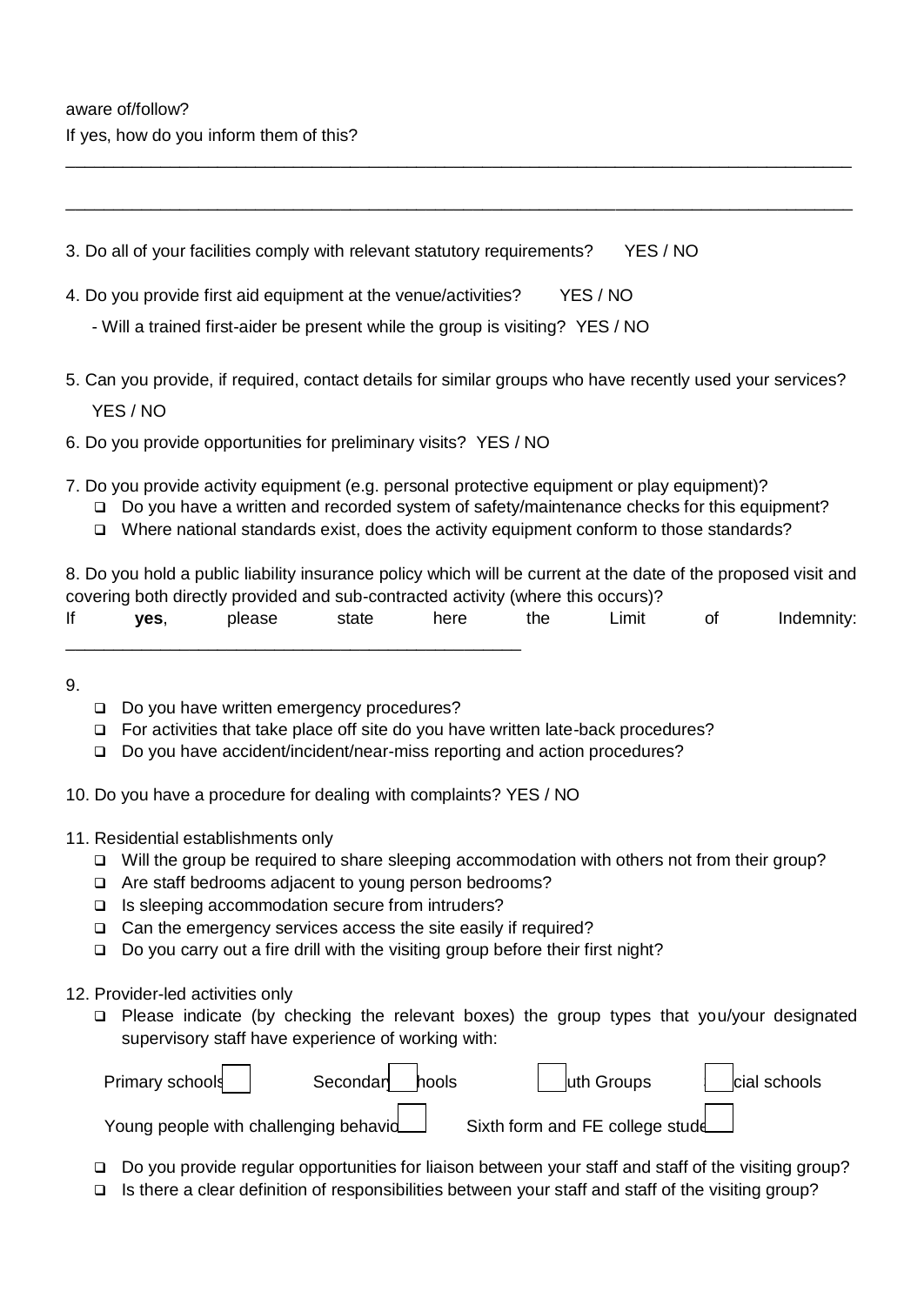aware of/follow?

If yes, how do you inform them of this?

______________________________________________________________________________

______________________________________________________________________________

3. Do all of your facilities comply with relevant statutory requirements? YES / NO

4. Do you provide first aid equipment at the venue/activities? YES / NO

   - Will a trained first-aider be present while the group is visiting? YES / NO

5. Can you provide, if required, contact details for similar groups who have recently used your services?

   YES / NO

6. Do you provide opportunities for preliminary visits? YES / NO

7. Do you provide activity equipment (e.g. personal protective equipment or play equipment)?
   - ❑ Do you have a written and recorded system of safety/maintenance checks for this equipment?
   - ❑ Where national standards exist, does the activity equipment conform to those standards?

8. Do you hold a public liability insurance policy which will be current at the date of the proposed visit and covering both directly provided and sub-contracted activity (where this occurs)?
If **yes**, please state here the Limit of Indemnity: ______________________________________________

9.
   - ❑ Do you have written emergency procedures?
   - ❑ For activities that take place off site do you have written late-back procedures?
   - ❑ Do you have accident/incident/near-miss reporting and action procedures?

10. Do you have a procedure for dealing with complaints? YES / NO

11. Residential establishments only
   - ❑ Will the group be required to share sleeping accommodation with others not from their group?
   - ❑ Are staff bedrooms adjacent to young person bedrooms?
   - ❑ Is sleeping accommodation secure from intruders?
   - ❑ Can the emergency services access the site easily if required?
   - ❑ Do you carry out a fire drill with the visiting group before their first night?

12. Provider-led activities only
   - ❑ Please indicate (by checking the relevant boxes) the group types that you/your designated supervisory staff have experience of working with:

   Primary schools ☐ Secondary schools ☐ Youth Groups ☐ Special schools ☐

   Young people with challenging behaviour ☐ Sixth form and FE college students ☐

   - ❑ Do you provide regular opportunities for liaison between your staff and staff of the visiting group?
   - ❑ Is there a clear definition of responsibilities between your staff and staff of the visiting group?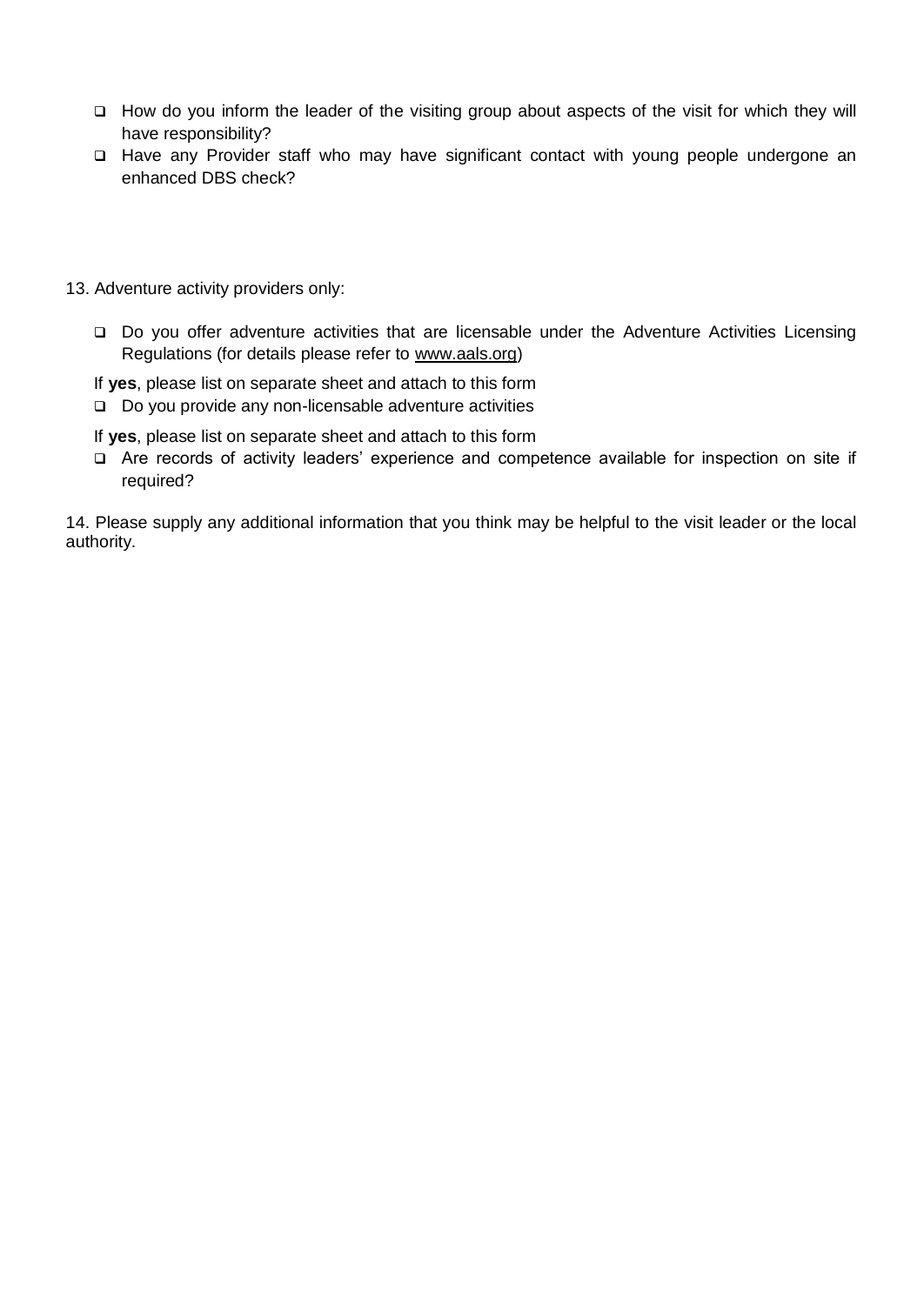- ❑ How do you inform the leader of the visiting group about aspects of the visit for which they will have responsibility?
- ❑ Have any Provider staff who may have significant contact with young people undergone an enhanced DBS check?

13. Adventure activity providers only:

- ❑ Do you offer adventure activities that are licensable under the Adventure Activities Licensing Regulations (for details please refer to www.aals.org)

If **yes**, please list on separate sheet and attach to this form

- ❑ Do you provide any non-licensable adventure activities

If **yes**, please list on separate sheet and attach to this form

- ❑ Are records of activity leaders' experience and competence available for inspection on site if required?

14. Please supply any additional information that you think may be helpful to the visit leader or the local authority.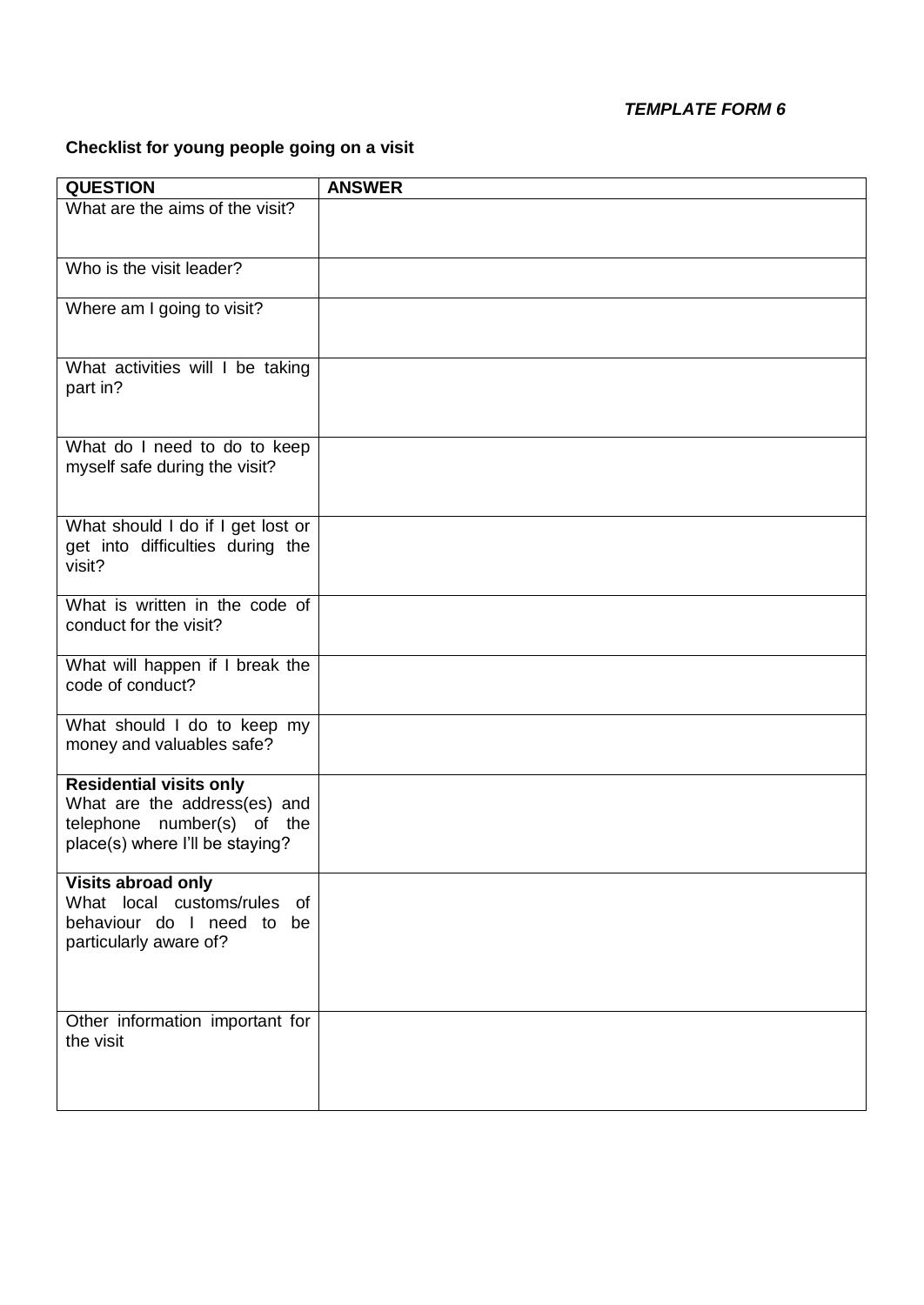***TEMPLATE FORM 6***

**Checklist for young people going on a visit**

| **QUESTION** | **ANSWER** |
| --- | --- |
| What are the aims of the visit? | |
| Who is the visit leader? | |
| Where am I going to visit? | |
| What activities will I be taking part in? | |
| What do I need to do to keep myself safe during the visit? | |
| What should I do if I get lost or get into difficulties during the visit? | |
| What is written in the code of conduct for the visit? | |
| What will happen if I break the code of conduct? | |
| What should I do to keep my money and valuables safe? | |
| **Residential visits only** What are the address(es) and telephone number(s) of the place(s) where I'll be staying? | |
| **Visits abroad only** What local customs/rules of behaviour do I need to be particularly aware of? | |
| Other information important for the visit | |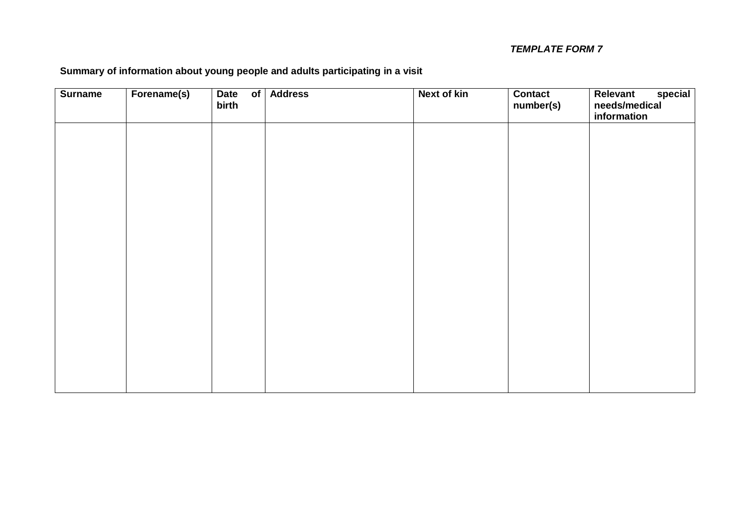***TEMPLATE FORM 7***

**Summary of information about young people and adults participating in a visit**

| Surname | Forename(s) | Date of birth | Address | Next of kin | Contact number(s) | Relevant special needs/medical information |
|---|---|---|---|---|---|---|
| | | | | | | |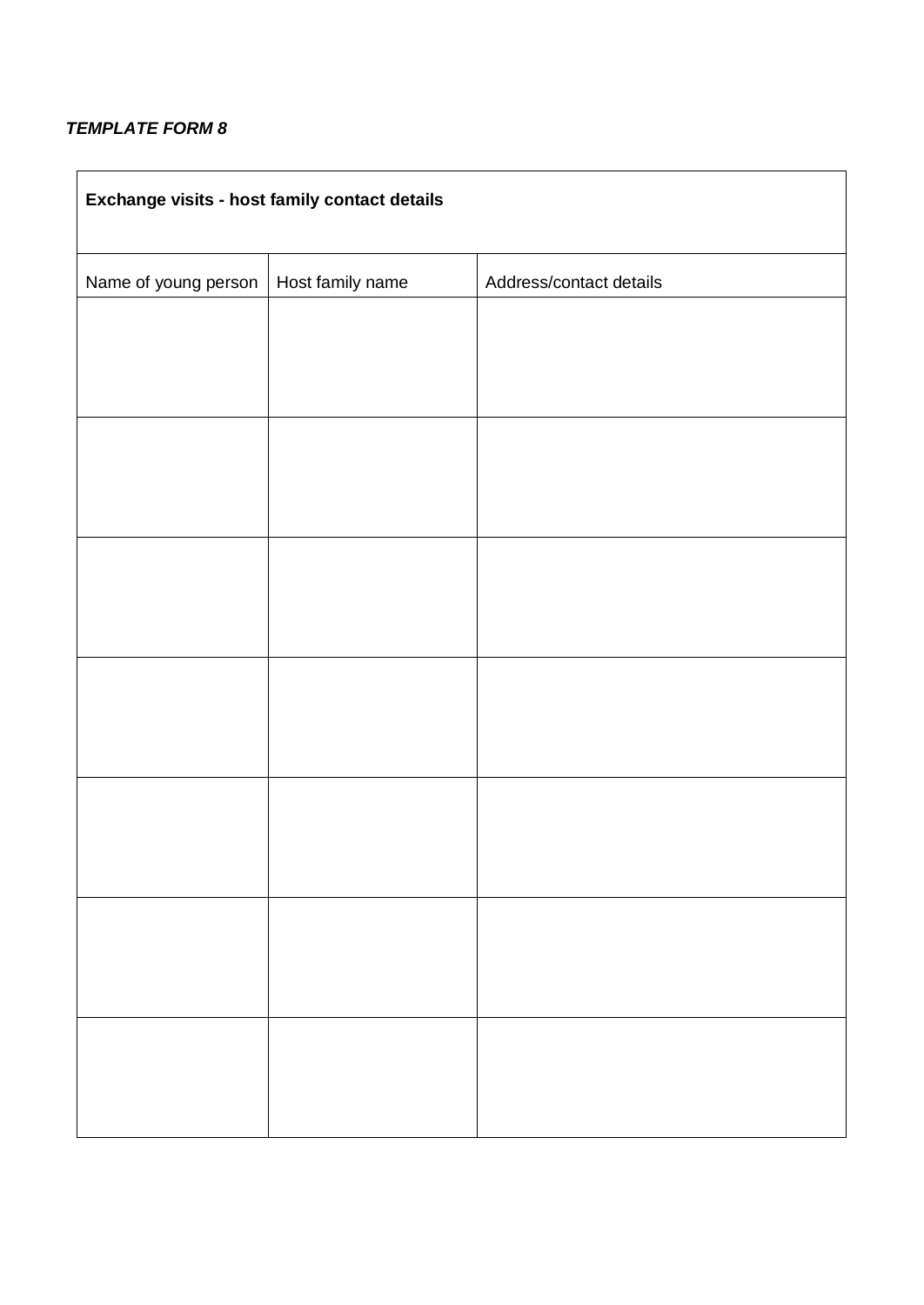***TEMPLATE FORM 8***

| **Exchange visits - host family contact details** | | |
|---|---|---|
| Name of young person | Host family name | Address/contact details |
| | | |
| | | |
| | | |
| | | |
| | | |
| | | |
| | | |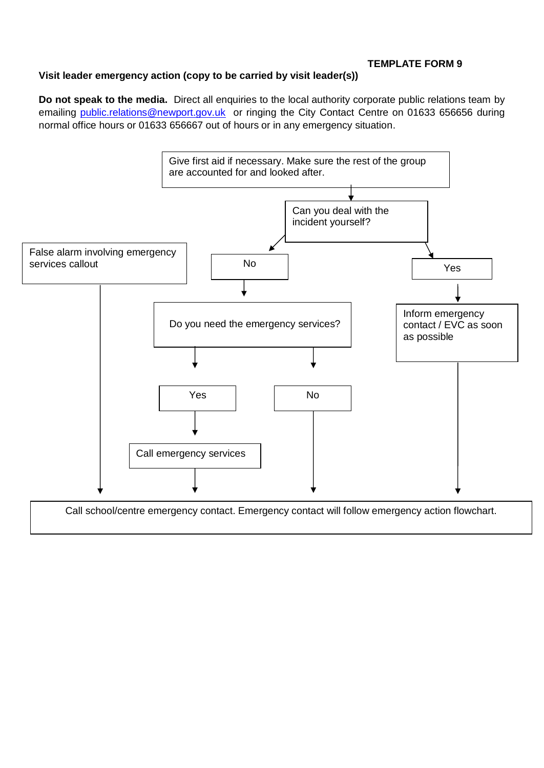**TEMPLATE FORM 9**

**Visit leader emergency action (copy to be carried by visit leader(s))**

**Do not speak to the media.** Direct all enquiries to the local authority corporate public relations team by emailing public.relations@newport.gov.uk or ringing the City Contact Centre on 01633 656656 during normal office hours or 01633 656667 out of hours or in any emergency situation.

Give first aid if necessary. Make sure the rest of the group are accounted for and looked after.

↓

Can you deal with the incident yourself?

- **No** → Do you need the emergency services?
  - **Yes** → Call emergency services → Call school/centre emergency contact.
  - **No** → Call school/centre emergency contact.
- **Yes** → Inform emergency contact / EVC as soon as possible → Call school/centre emergency contact.

False alarm involving emergency services callout → Call school/centre emergency contact.

Call school/centre emergency contact. Emergency contact will follow emergency action flowchart.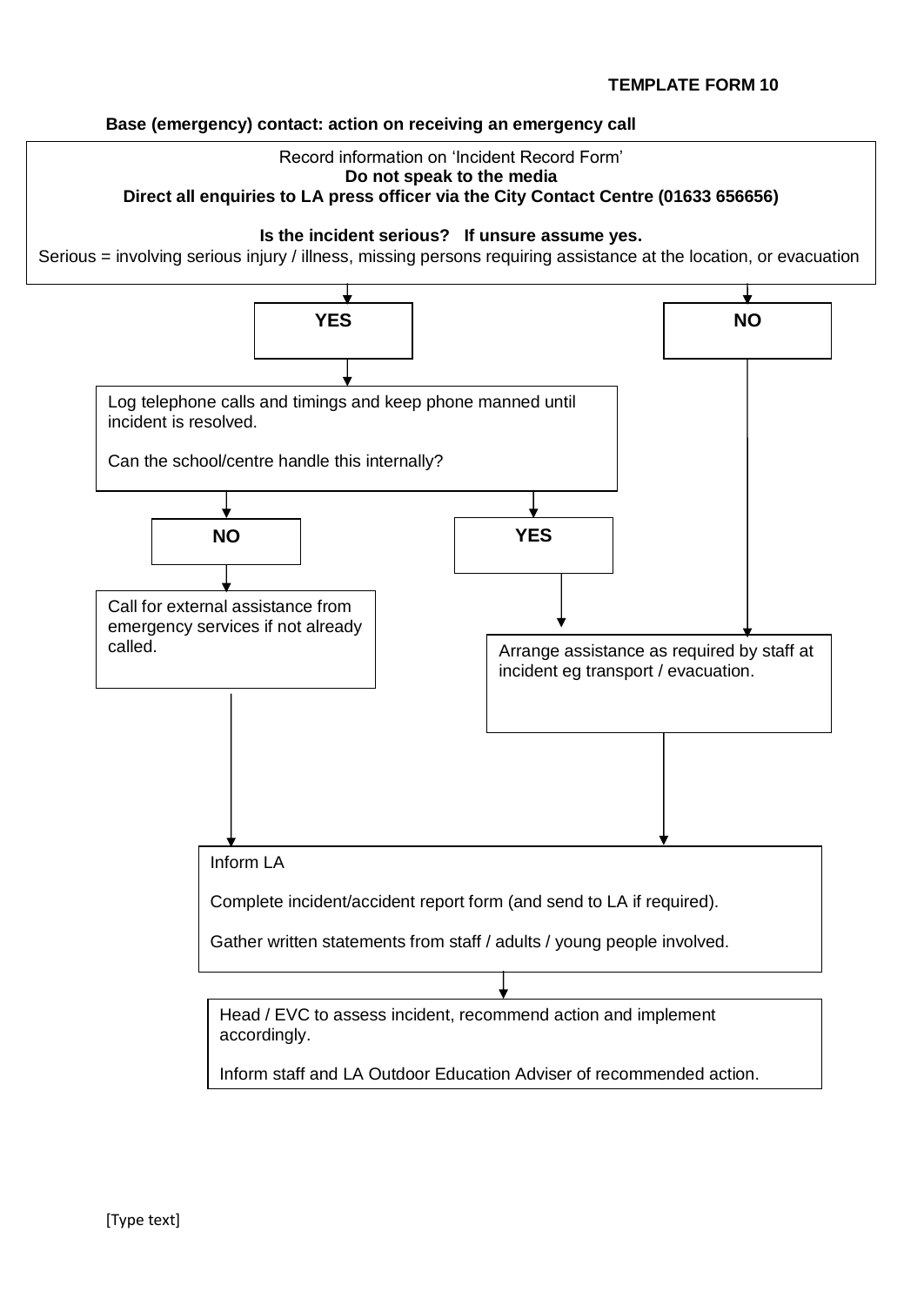**TEMPLATE FORM 10**

**Base (emergency) contact: action on receiving an emergency call**

Record information on 'Incident Record Form'
**Do not speak to the media**
**Direct all enquiries to LA press officer via the City Contact Centre (01633 656656)**

**Is the incident serious? If unsure assume yes.**
Serious = involving serious injury / illness, missing persons requiring assistance at the location, or evacuation

**YES**

Log telephone calls and timings and keep phone manned until incident is resolved.

Can the school/centre handle this internally?

**NO**

Call for external assistance from emergency services if not already called.

**YES**

**NO**

Arrange assistance as required by staff at incident eg transport / evacuation.

Inform LA

Complete incident/accident report form (and send to LA if required).

Gather written statements from staff / adults / young people involved.

Head / EVC to assess incident, recommend action and implement accordingly.

Inform staff and LA Outdoor Education Adviser of recommended action.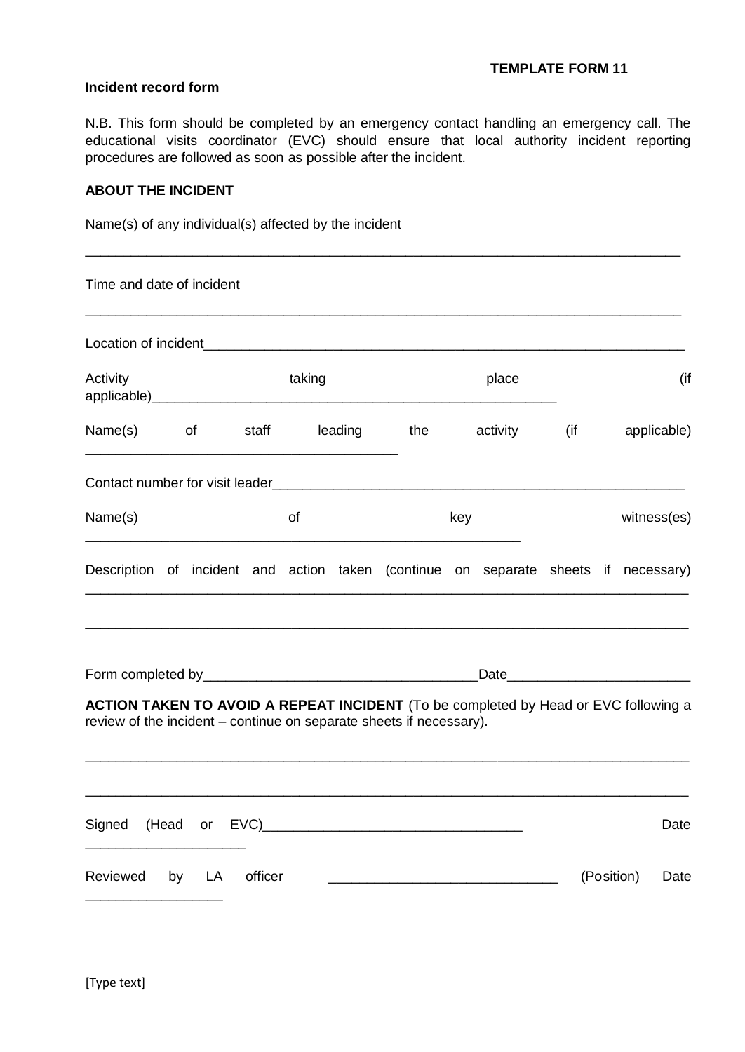**TEMPLATE FORM 11**

**Incident record form**

N.B. This form should be completed by an emergency contact handling an emergency call. The educational visits coordinator (EVC) should ensure that local authority incident reporting procedures are followed as soon as possible after the incident.

**ABOUT THE INCIDENT**

Name(s) of any individual(s) affected by the incident

_______________________________________________________________________________

Time and date of incident

_______________________________________________________________________________

Location of incident______________________________________________________________

Activity taking place (if applicable)_______________________________________________________

Name(s) of staff leading the activity (if applicable) _________________________________________

Contact number for visit leader____________________________________________________

Name(s) of key witness(es) _________________________________________________________

Description of incident and action taken (continue on separate sheets if necessary) _______________________________________________________________________________

_______________________________________________________________________________

Form completed by___________________________________Date______________________

**ACTION TAKEN TO AVOID A REPEAT INCIDENT** (To be completed by Head or EVC following a review of the incident – continue on separate sheets if necessary).

_______________________________________________________________________________

_______________________________________________________________________________

Signed (Head or EVC)_________________________________ Date ____________________

Reviewed by LA officer _____________________________ (Position) Date _________________

[Type text]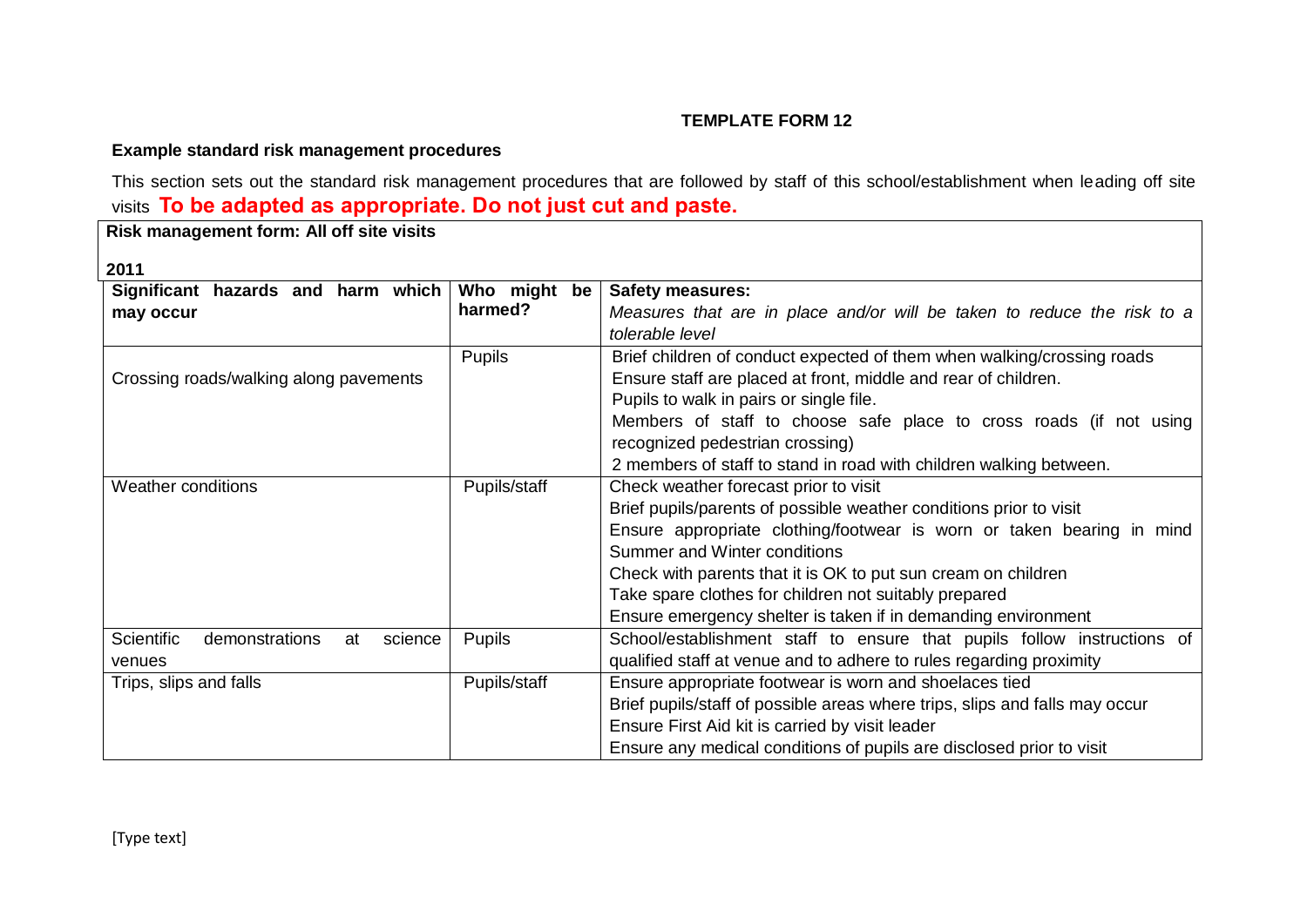**TEMPLATE FORM 12**

**Example standard risk management procedures**

This section sets out the standard risk management procedures that are followed by staff of this school/establishment when leading off site visits **To be adapted as appropriate. Do not just cut and paste.**

**Risk management form: All off site visits**

**2011**

| **Significant hazards and harm which may occur** | **Who might be harmed?** | **Safety measures:** *Measures that are in place and/or will be taken to reduce the risk to a tolerable level* |
|---|---|---|
| Crossing roads/walking along pavements | Pupils | Brief children of conduct expected of them when walking/crossing roads<br>Ensure staff are placed at front, middle and rear of children.<br>Pupils to walk in pairs or single file.<br>Members of staff to choose safe place to cross roads (if not using recognized pedestrian crossing)<br>2 members of staff to stand in road with children walking between. |
| Weather conditions | Pupils/staff | Check weather forecast prior to visit<br>Brief pupils/parents of possible weather conditions prior to visit<br>Ensure appropriate clothing/footwear is worn or taken bearing in mind Summer and Winter conditions<br>Check with parents that it is OK to put sun cream on children<br>Take spare clothes for children not suitably prepared<br>Ensure emergency shelter is taken if in demanding environment |
| Scientific demonstrations at science venues | Pupils | School/establishment staff to ensure that pupils follow instructions of qualified staff at venue and to adhere to rules regarding proximity |
| Trips, slips and falls | Pupils/staff | Ensure appropriate footwear is worn and shoelaces tied<br>Brief pupils/staff of possible areas where trips, slips and falls may occur<br>Ensure First Aid kit is carried by visit leader<br>Ensure any medical conditions of pupils are disclosed prior to visit |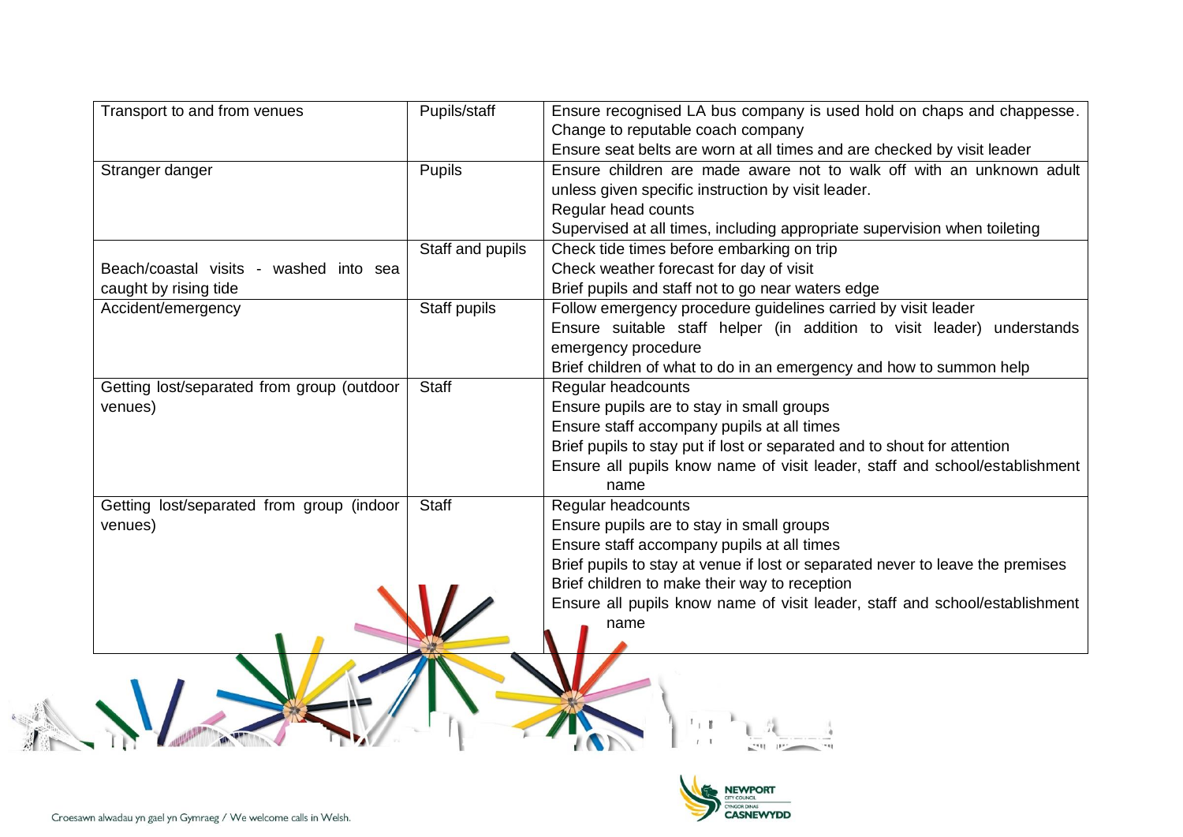| Transport to and from venues | Pupils/staff | Ensure recognised LA bus company is used hold on chaps and chappesse. Change to reputable coach company Ensure seat belts are worn at all times and are checked by visit leader |
|---|---|---|
| Stranger danger | Pupils | Ensure children are made aware not to walk off with an unknown adult unless given specific instruction by visit leader. Regular head counts Supervised at all times, including appropriate supervision when toileting |
| Beach/coastal visits - washed into sea caught by rising tide | Staff and pupils | Check tide times before embarking on trip Check weather forecast for day of visit Brief pupils and staff not to go near waters edge |
| Accident/emergency | Staff pupils | Follow emergency procedure guidelines carried by visit leader Ensure suitable staff helper (in addition to visit leader) understands emergency procedure Brief children of what to do in an emergency and how to summon help |
| Getting lost/separated from group (outdoor venues) | Staff | Regular headcounts Ensure pupils are to stay in small groups Ensure staff accompany pupils at all times Brief pupils to stay put if lost or separated and to shout for attention Ensure all pupils know name of visit leader, staff and school/establishment name |
| Getting lost/separated from group (indoor venues) | Staff | Regular headcounts Ensure pupils are to stay in small groups Ensure staff accompany pupils at all times Brief pupils to stay at venue if lost or separated never to leave the premises Brief children to make their way to reception Ensure all pupils know name of visit leader, staff and school/establishment name |

Croesawn alwadau yn gael yn Gymraeg / We welcome calls in Welsh.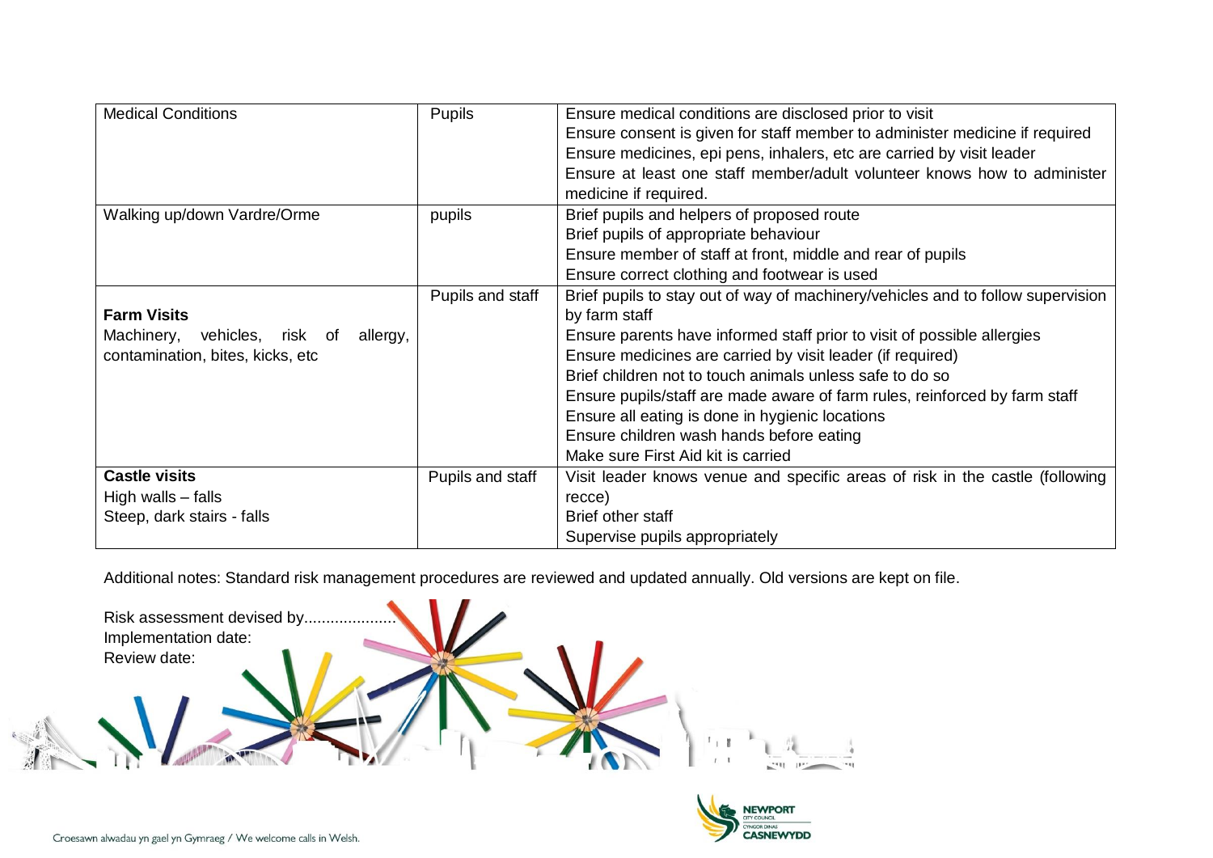| Medical Conditions | Pupils | Ensure medical conditions are disclosed prior to visit<br>Ensure consent is given for staff member to administer medicine if required<br>Ensure medicines, epi pens, inhalers, etc are carried by visit leader<br>Ensure at least one staff member/adult volunteer knows how to administer medicine if required. |
|---|---|---|
| Walking up/down Vardre/Orme | pupils | Brief pupils and helpers of proposed route<br>Brief pupils of appropriate behaviour<br>Ensure member of staff at front, middle and rear of pupils<br>Ensure correct clothing and footwear is used |
| **Farm Visits**<br>Machinery, vehicles, risk of allergy, contamination, bites, kicks, etc | Pupils and staff | Brief pupils to stay out of way of machinery/vehicles and to follow supervision by farm staff<br>Ensure parents have informed staff prior to visit of possible allergies<br>Ensure medicines are carried by visit leader (if required)<br>Brief children not to touch animals unless safe to do so<br>Ensure pupils/staff are made aware of farm rules, reinforced by farm staff<br>Ensure all eating is done in hygienic locations<br>Ensure children wash hands before eating<br>Make sure First Aid kit is carried |
| **Castle visits**<br>High walls – falls<br>Steep, dark stairs - falls | Pupils and staff | Visit leader knows venue and specific areas of risk in the castle (following recce)<br>Brief other staff<br>Supervise pupils appropriately |

Additional notes: Standard risk management procedures are reviewed and updated annually. Old versions are kept on file.

Risk assessment devised by.....................
Implementation date:
Review date:

Croesawn alwadau yn gael yn Gymraeg / We welcome calls in Welsh.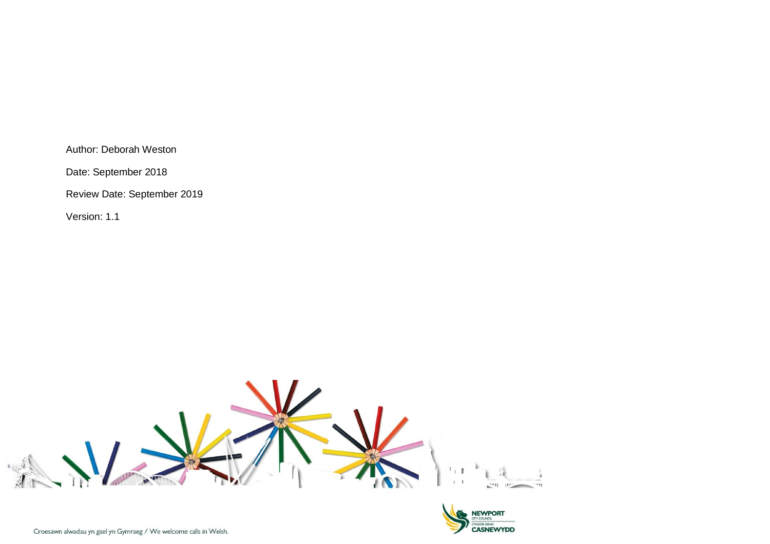Author: Deborah Weston

Date: September 2018

Review Date: September 2019

Version: 1.1

Croesawn alwadau yn gael yn Gymraeg / We welcome calls in Welsh.